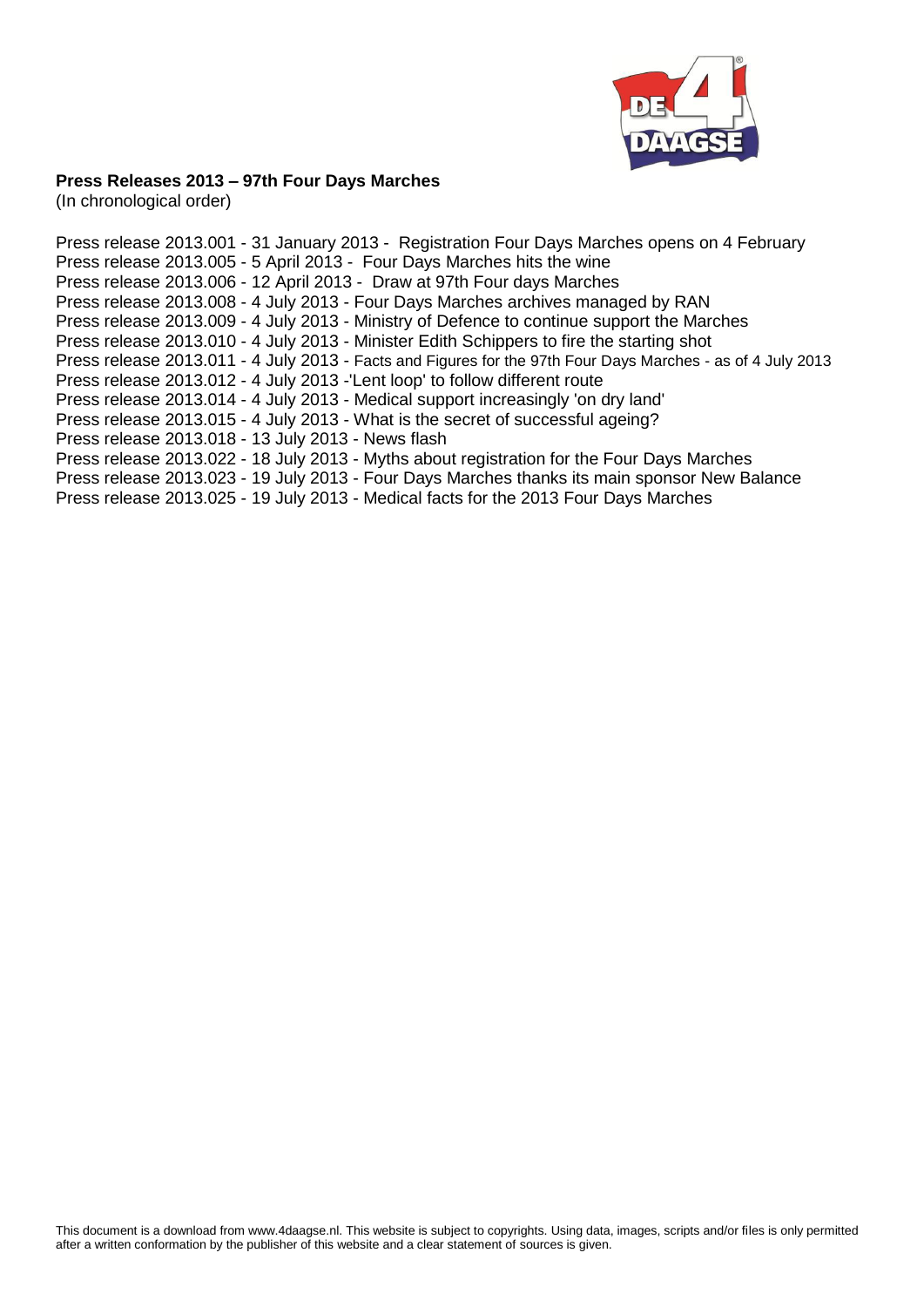**Press Releases 2013 – 97th Four Days Marches**
(In chronological order)

Press release 2013.001 - 31 January 2013 - Registration Four Days Marches opens on 4 February
Press release 2013.005 - 5 April 2013 - Four Days Marches hits the wine
Press release 2013.006 - 12 April 2013 - Draw at 97th Four days Marches
Press release 2013.008 - 4 July 2013 - Four Days Marches archives managed by RAN
Press release 2013.009 - 4 July 2013 - Ministry of Defence to continue support the Marches
Press release 2013.010 - 4 July 2013 - Minister Edith Schippers to fire the starting shot
Press release 2013.011 - 4 July 2013 - Facts and Figures for the 97th Four Days Marches - as of 4 July 2013
Press release 2013.012 - 4 July 2013 -'Lent loop' to follow different route
Press release 2013.014 - 4 July 2013 - Medical support increasingly 'on dry land'
Press release 2013.015 - 4 July 2013 - What is the secret of successful ageing?
Press release 2013.018 - 13 July 2013 - News flash
Press release 2013.022 - 18 July 2013 - Myths about registration for the Four Days Marches
Press release 2013.023 - 19 July 2013 - Four Days Marches thanks its main sponsor New Balance
Press release 2013.025 - 19 July 2013 - Medical facts for the 2013 Four Days Marches

This document is a download from www.4daagse.nl. This website is subject to copyrights. Using data, images, scripts and/or files is only permitted after a written conformation by the publisher of this website and a clear statement of sources is given.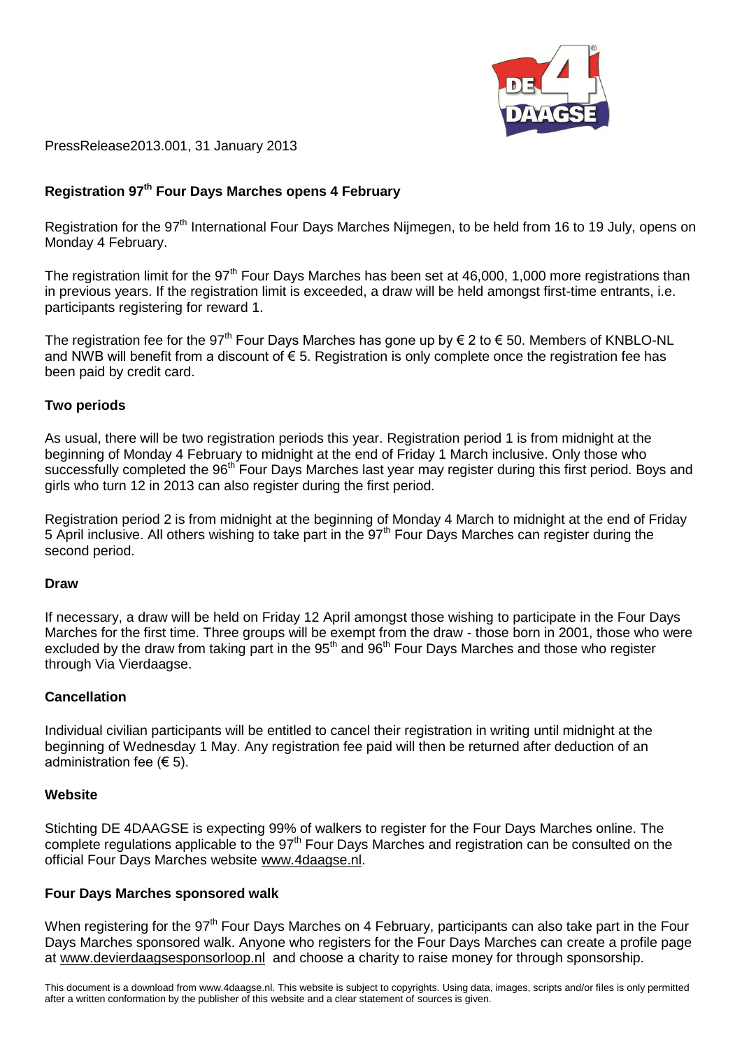PressRelease2013.001, 31 January 2013

## Registration 97th Four Days Marches opens 4 February

Registration for the 97th International Four Days Marches Nijmegen, to be held from 16 to 19 July, opens on Monday 4 February.

The registration limit for the 97th Four Days Marches has been set at 46,000, 1,000 more registrations than in previous years. If the registration limit is exceeded, a draw will be held amongst first-time entrants, i.e. participants registering for reward 1.

The registration fee for the 97th Four Days Marches has gone up by € 2 to € 50. Members of KNBLO-NL and NWB will benefit from a discount of € 5. Registration is only complete once the registration fee has been paid by credit card.

### Two periods

As usual, there will be two registration periods this year. Registration period 1 is from midnight at the beginning of Monday 4 February to midnight at the end of Friday 1 March inclusive. Only those who successfully completed the 96th Four Days Marches last year may register during this first period. Boys and girls who turn 12 in 2013 can also register during the first period.

Registration period 2 is from midnight at the beginning of Monday 4 March to midnight at the end of Friday 5 April inclusive. All others wishing to take part in the 97th Four Days Marches can register during the second period.

### Draw

If necessary, a draw will be held on Friday 12 April amongst those wishing to participate in the Four Days Marches for the first time. Three groups will be exempt from the draw - those born in 2001, those who were excluded by the draw from taking part in the 95th and 96th Four Days Marches and those who register through Via Vierdaagse.

### Cancellation

Individual civilian participants will be entitled to cancel their registration in writing until midnight at the beginning of Wednesday 1 May. Any registration fee paid will then be returned after deduction of an administration fee (€ 5).

### Website

Stichting DE 4DAAGSE is expecting 99% of walkers to register for the Four Days Marches online. The complete regulations applicable to the 97th Four Days Marches and registration can be consulted on the official Four Days Marches website www.4daagse.nl.

### Four Days Marches sponsored walk

When registering for the 97th Four Days Marches on 4 February, participants can also take part in the Four Days Marches sponsored walk. Anyone who registers for the Four Days Marches can create a profile page at www.devierdaagsesponsorloop.nl and choose a charity to raise money for through sponsorship.

This document is a download from www.4daagse.nl. This website is subject to copyrights. Using data, images, scripts and/or files is only permitted after a written conformation by the publisher of this website and a clear statement of sources is given.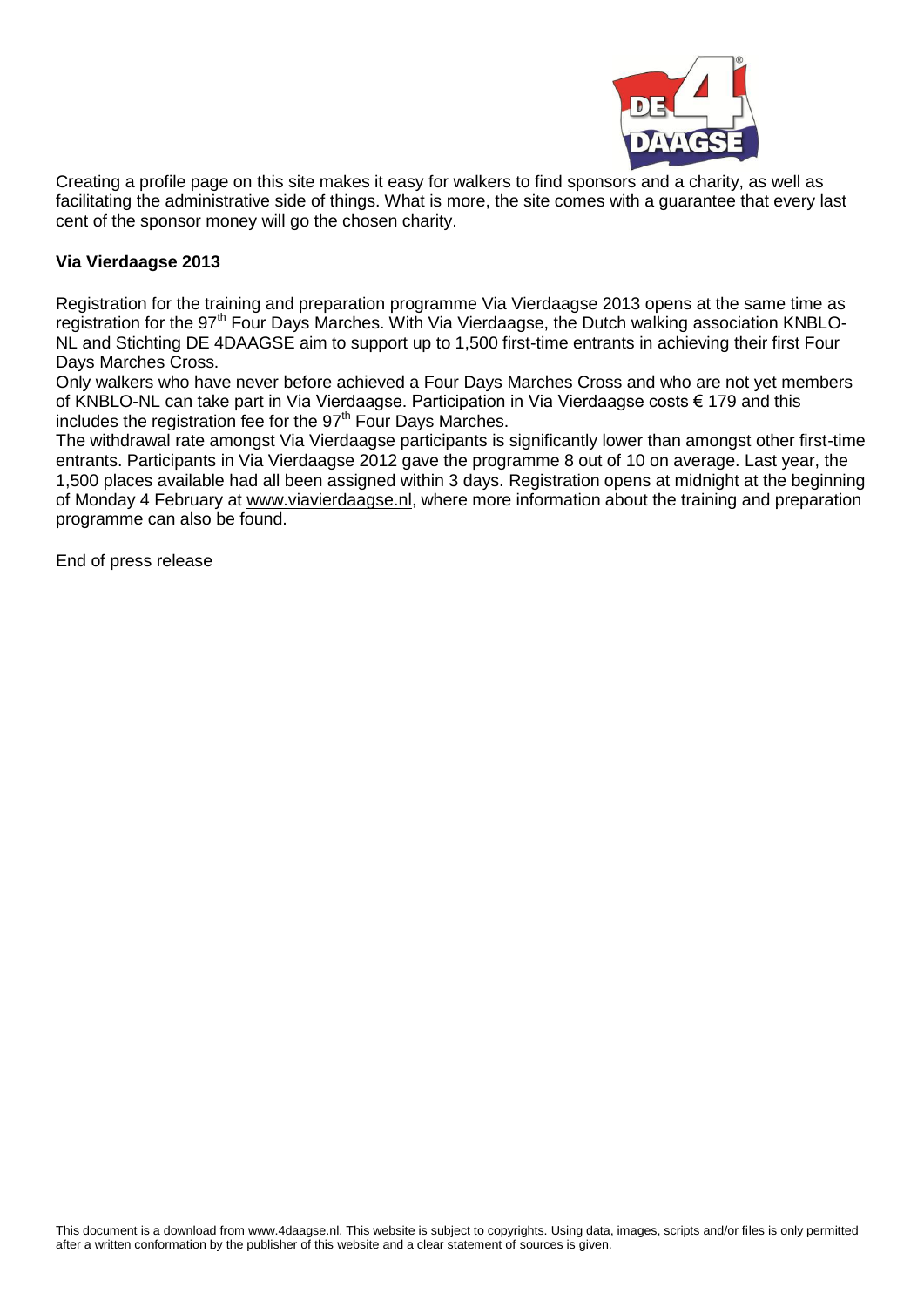Creating a profile page on this site makes it easy for walkers to find sponsors and a charity, as well as facilitating the administrative side of things. What is more, the site comes with a guarantee that every last cent of the sponsor money will go the chosen charity.

**Via Vierdaagse 2013**

Registration for the training and preparation programme Via Vierdaagse 2013 opens at the same time as registration for the 97th Four Days Marches. With Via Vierdaagse, the Dutch walking association KNBLO-NL and Stichting DE 4DAAGSE aim to support up to 1,500 first-time entrants in achieving their first Four Days Marches Cross.
Only walkers who have never before achieved a Four Days Marches Cross and who are not yet members of KNBLO-NL can take part in Via Vierdaagse. Participation in Via Vierdaagse costs € 179 and this includes the registration fee for the 97th Four Days Marches.
The withdrawal rate amongst Via Vierdaagse participants is significantly lower than amongst other first-time entrants. Participants in Via Vierdaagse 2012 gave the programme 8 out of 10 on average. Last year, the 1,500 places available had all been assigned within 3 days. Registration opens at midnight at the beginning of Monday 4 February at www.viavierdaagse.nl, where more information about the training and preparation programme can also be found.

End of press release

This document is a download from www.4daagse.nl. This website is subject to copyrights. Using data, images, scripts and/or files is only permitted after a written conformation by the publisher of this website and a clear statement of sources is given.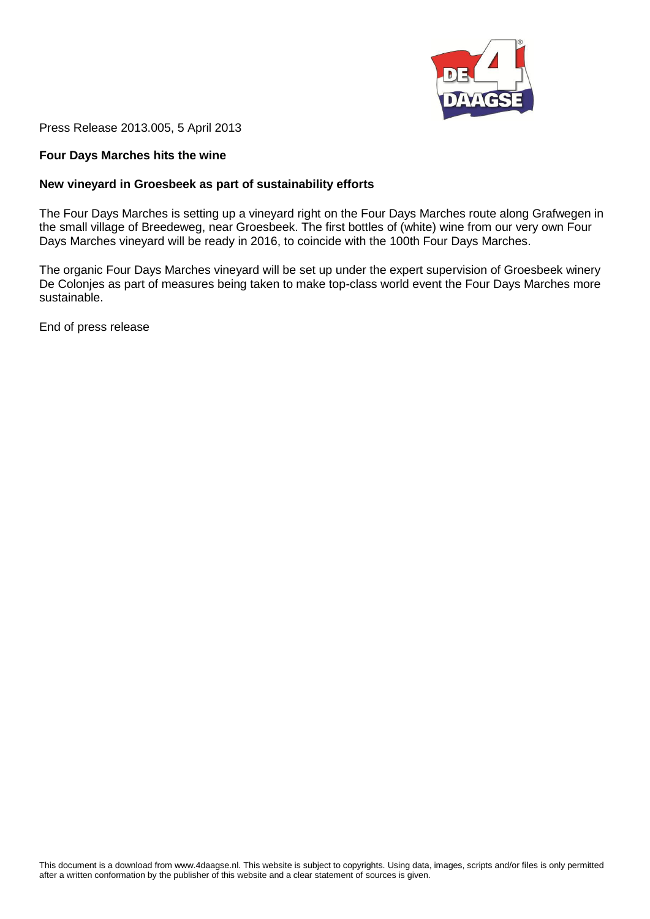Press Release 2013.005, 5 April 2013

**Four Days Marches hits the wine**

**New vineyard in Groesbeek as part of sustainability efforts**

The Four Days Marches is setting up a vineyard right on the Four Days Marches route along Grafwegen in the small village of Breedeweg, near Groesbeek. The first bottles of (white) wine from our very own Four Days Marches vineyard will be ready in 2016, to coincide with the 100th Four Days Marches.

The organic Four Days Marches vineyard will be set up under the expert supervision of Groesbeek winery De Colonjes as part of measures being taken to make top-class world event the Four Days Marches more sustainable.

End of press release

This document is a download from www.4daagse.nl. This website is subject to copyrights. Using data, images, scripts and/or files is only permitted after a written conformation by the publisher of this website and a clear statement of sources is given.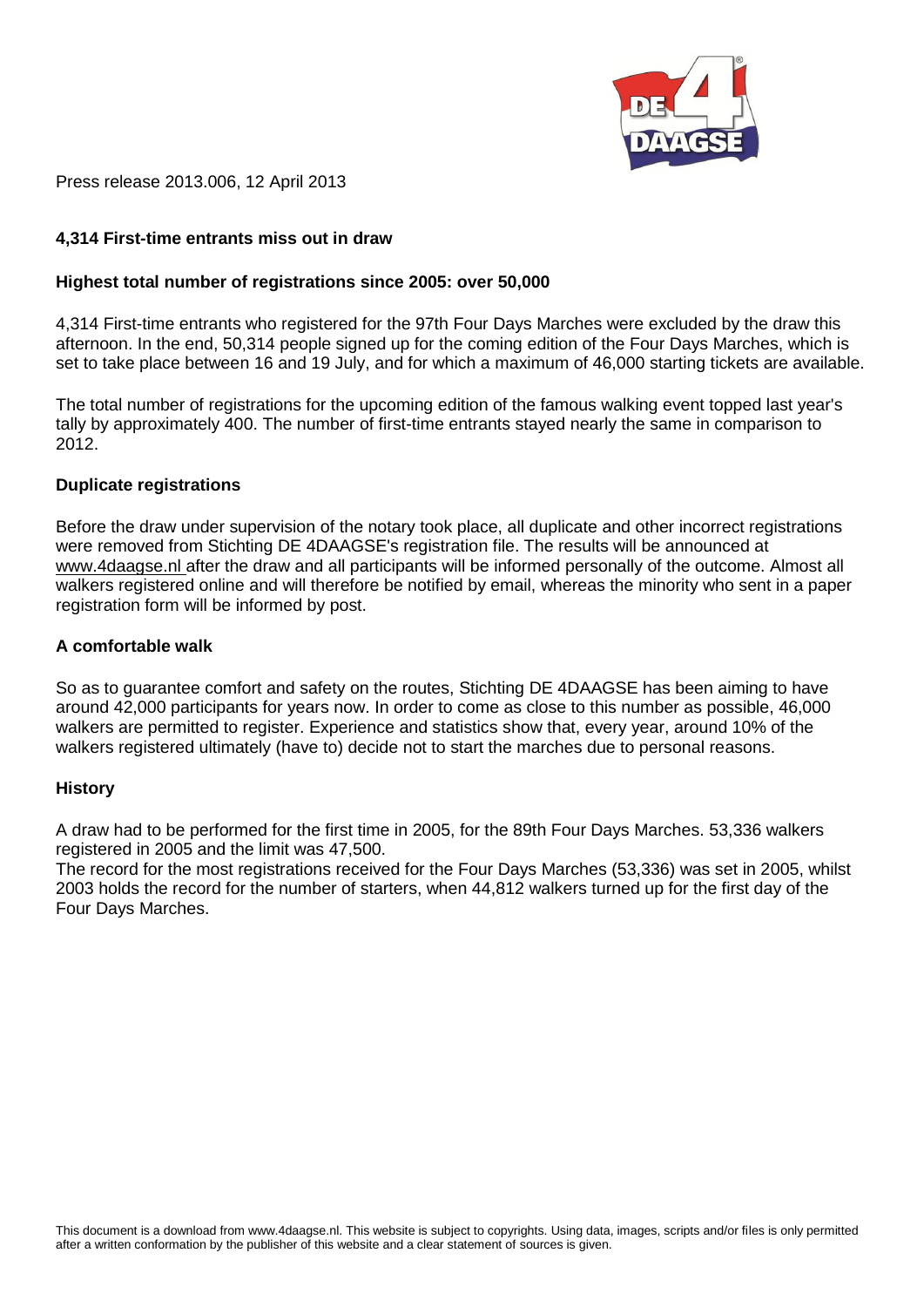Press release 2013.006, 12 April 2013

**4,314 First-time entrants miss out in draw**

**Highest total number of registrations since 2005: over 50,000**

4,314 First-time entrants who registered for the 97th Four Days Marches were excluded by the draw this afternoon. In the end, 50,314 people signed up for the coming edition of the Four Days Marches, which is set to take place between 16 and 19 July, and for which a maximum of 46,000 starting tickets are available.

The total number of registrations for the upcoming edition of the famous walking event topped last year's tally by approximately 400. The number of first-time entrants stayed nearly the same in comparison to 2012.

**Duplicate registrations**

Before the draw under supervision of the notary took place, all duplicate and other incorrect registrations were removed from Stichting DE 4DAAGSE's registration file. The results will be announced at www.4daagse.nl after the draw and all participants will be informed personally of the outcome. Almost all walkers registered online and will therefore be notified by email, whereas the minority who sent in a paper registration form will be informed by post.

**A comfortable walk**

So as to guarantee comfort and safety on the routes, Stichting DE 4DAAGSE has been aiming to have around 42,000 participants for years now. In order to come as close to this number as possible, 46,000 walkers are permitted to register. Experience and statistics show that, every year, around 10% of the walkers registered ultimately (have to) decide not to start the marches due to personal reasons.

**History**

A draw had to be performed for the first time in 2005, for the 89th Four Days Marches. 53,336 walkers registered in 2005 and the limit was 47,500.
The record for the most registrations received for the Four Days Marches (53,336) was set in 2005, whilst 2003 holds the record for the number of starters, when 44,812 walkers turned up for the first day of the Four Days Marches.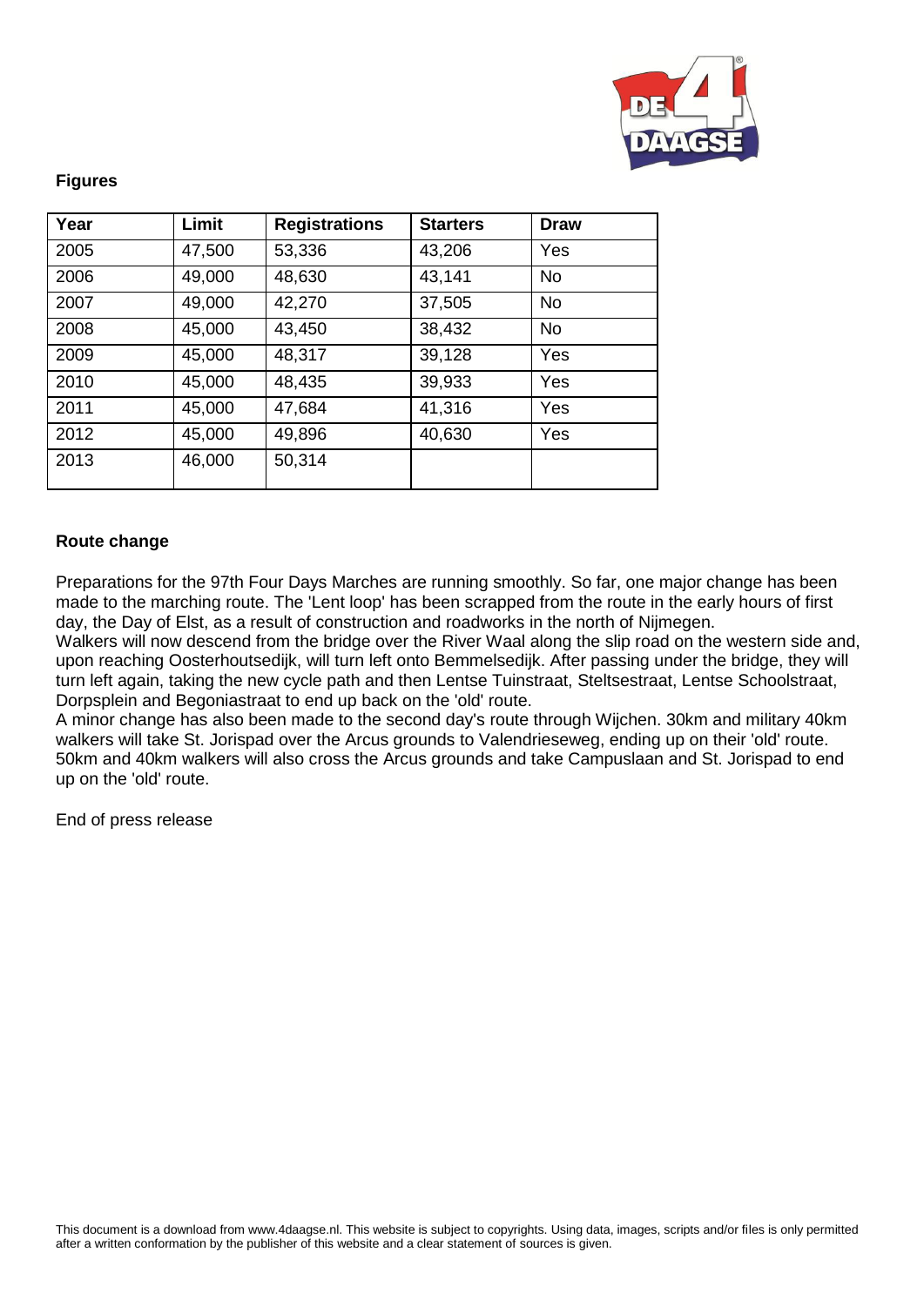**Figures**

| Year | Limit | Registrations | Starters | Draw |
|---|---|---|---|---|
| 2005 | 47,500 | 53,336 | 43,206 | Yes |
| 2006 | 49,000 | 48,630 | 43,141 | No |
| 2007 | 49,000 | 42,270 | 37,505 | No |
| 2008 | 45,000 | 43,450 | 38,432 | No |
| 2009 | 45,000 | 48,317 | 39,128 | Yes |
| 2010 | 45,000 | 48,435 | 39,933 | Yes |
| 2011 | 45,000 | 47,684 | 41,316 | Yes |
| 2012 | 45,000 | 49,896 | 40,630 | Yes |
| 2013 | 46,000 | 50,314 | | |

**Route change**

Preparations for the 97th Four Days Marches are running smoothly. So far, one major change has been made to the marching route. The 'Lent loop' has been scrapped from the route in the early hours of first day, the Day of Elst, as a result of construction and roadworks in the north of Nijmegen.
Walkers will now descend from the bridge over the River Waal along the slip road on the western side and, upon reaching Oosterhoutsedijk, will turn left onto Bemmelsedijk. After passing under the bridge, they will turn left again, taking the new cycle path and then Lentse Tuinstraat, Steltsestraat, Lentse Schoolstraat, Dorpsplein and Begoniastraat to end up back on the 'old' route.
A minor change has also been made to the second day's route through Wijchen. 30km and military 40km walkers will take St. Jorispad over the Arcus grounds to Valendrieseweg, ending up on their 'old' route. 50km and 40km walkers will also cross the Arcus grounds and take Campuslaan and St. Jorispad to end up on the 'old' route.

End of press release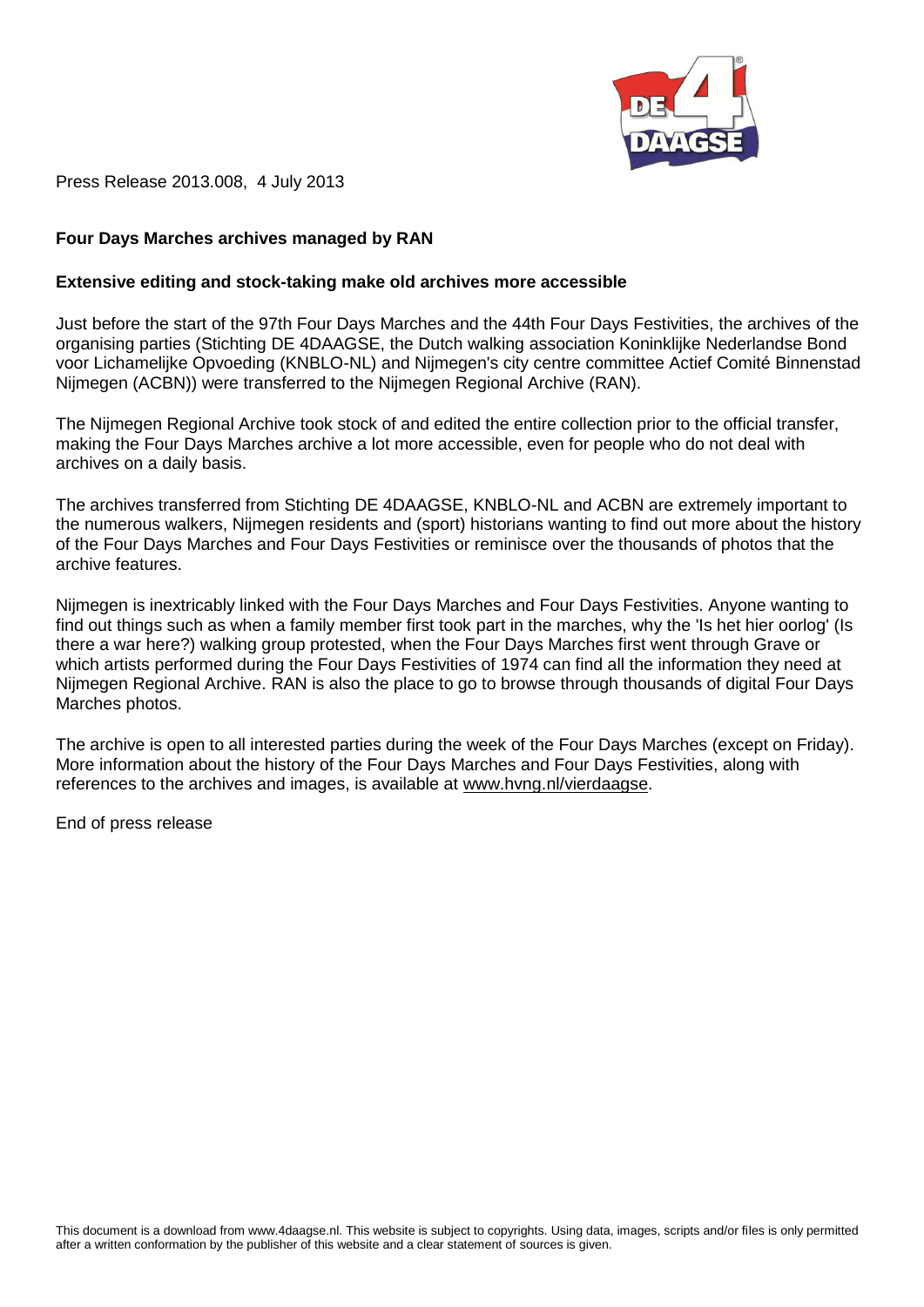Press Release 2013.008, 4 July 2013

**Four Days Marches archives managed by RAN**

**Extensive editing and stock-taking make old archives more accessible**

Just before the start of the 97th Four Days Marches and the 44th Four Days Festivities, the archives of the organising parties (Stichting DE 4DAAGSE, the Dutch walking association Koninklijke Nederlandse Bond voor Lichamelijke Opvoeding (KNBLO-NL) and Nijmegen's city centre committee Actief Comité Binnenstad Nijmegen (ACBN)) were transferred to the Nijmegen Regional Archive (RAN).

The Nijmegen Regional Archive took stock of and edited the entire collection prior to the official transfer, making the Four Days Marches archive a lot more accessible, even for people who do not deal with archives on a daily basis.

The archives transferred from Stichting DE 4DAAGSE, KNBLO-NL and ACBN are extremely important to the numerous walkers, Nijmegen residents and (sport) historians wanting to find out more about the history of the Four Days Marches and Four Days Festivities or reminisce over the thousands of photos that the archive features.

Nijmegen is inextricably linked with the Four Days Marches and Four Days Festivities. Anyone wanting to find out things such as when a family member first took part in the marches, why the 'Is het hier oorlog' (Is there a war here?) walking group protested, when the Four Days Marches first went through Grave or which artists performed during the Four Days Festivities of 1974 can find all the information they need at Nijmegen Regional Archive. RAN is also the place to go to browse through thousands of digital Four Days Marches photos.

The archive is open to all interested parties during the week of the Four Days Marches (except on Friday). More information about the history of the Four Days Marches and Four Days Festivities, along with references to the archives and images, is available at www.hvng.nl/vierdaagse.

End of press release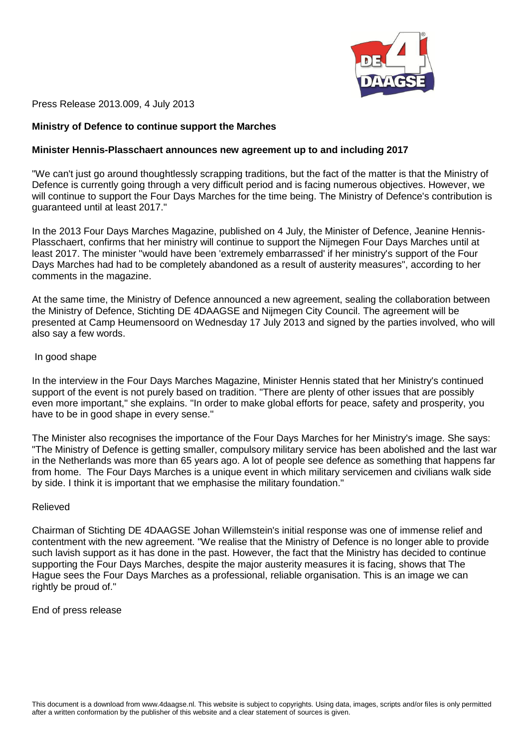Press Release 2013.009, 4 July 2013

**Ministry of Defence to continue support the Marches**

**Minister Hennis-Plasschaert announces new agreement up to and including 2017**

"We can't just go around thoughtlessly scrapping traditions, but the fact of the matter is that the Ministry of Defence is currently going through a very difficult period and is facing numerous objectives. However, we will continue to support the Four Days Marches for the time being. The Ministry of Defence's contribution is guaranteed until at least 2017."

In the 2013 Four Days Marches Magazine, published on 4 July, the Minister of Defence, Jeanine Hennis-Plasschaert, confirms that her ministry will continue to support the Nijmegen Four Days Marches until at least 2017. The minister "would have been 'extremely embarrassed' if her ministry's support of the Four Days Marches had had to be completely abandoned as a result of austerity measures", according to her comments in the magazine.

At the same time, the Ministry of Defence announced a new agreement, sealing the collaboration between the Ministry of Defence, Stichting DE 4DAAGSE and Nijmegen City Council. The agreement will be presented at Camp Heumensoord on Wednesday 17 July 2013 and signed by the parties involved, who will also say a few words.

In good shape

In the interview in the Four Days Marches Magazine, Minister Hennis stated that her Ministry's continued support of the event is not purely based on tradition. "There are plenty of other issues that are possibly even more important," she explains. "In order to make global efforts for peace, safety and prosperity, you have to be in good shape in every sense."

The Minister also recognises the importance of the Four Days Marches for her Ministry's image. She says: "The Ministry of Defence is getting smaller, compulsory military service has been abolished and the last war in the Netherlands was more than 65 years ago. A lot of people see defence as something that happens far from home. The Four Days Marches is a unique event in which military servicemen and civilians walk side by side. I think it is important that we emphasise the military foundation."

Relieved

Chairman of Stichting DE 4DAAGSE Johan Willemstein's initial response was one of immense relief and contentment with the new agreement. "We realise that the Ministry of Defence is no longer able to provide such lavish support as it has done in the past. However, the fact that the Ministry has decided to continue supporting the Four Days Marches, despite the major austerity measures it is facing, shows that The Hague sees the Four Days Marches as a professional, reliable organisation. This is an image we can rightly be proud of."

End of press release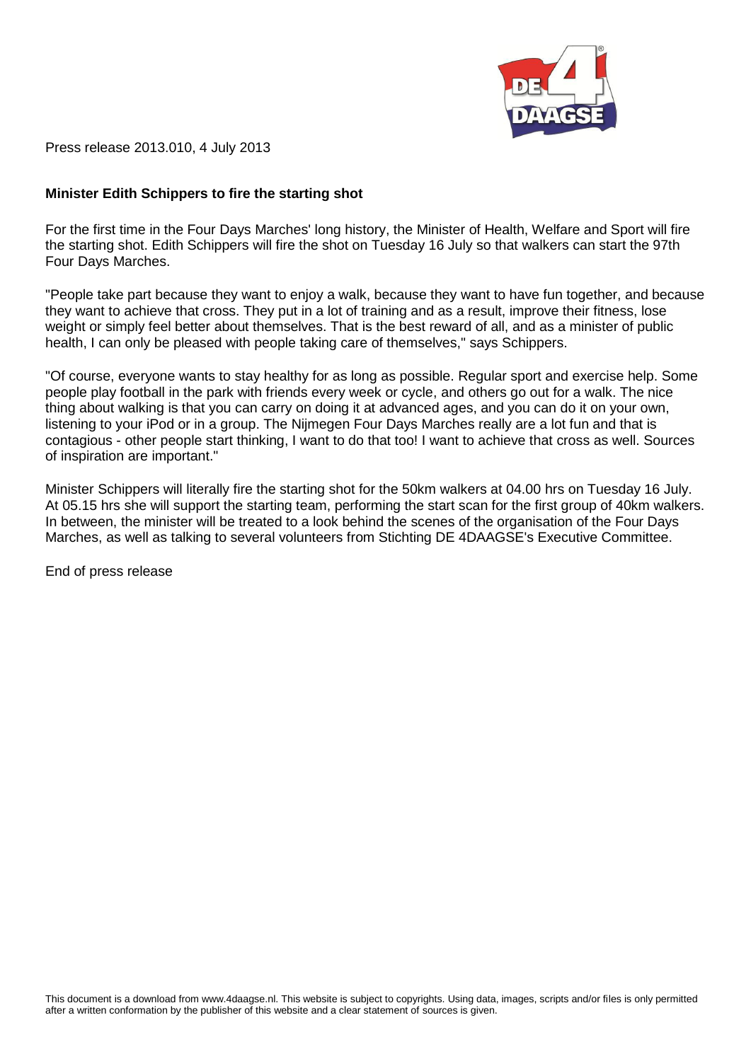Press release 2013.010, 4 July 2013

**Minister Edith Schippers to fire the starting shot**

For the first time in the Four Days Marches' long history, the Minister of Health, Welfare and Sport will fire the starting shot. Edith Schippers will fire the shot on Tuesday 16 July so that walkers can start the 97th Four Days Marches.

"People take part because they want to enjoy a walk, because they want to have fun together, and because they want to achieve that cross. They put in a lot of training and as a result, improve their fitness, lose weight or simply feel better about themselves. That is the best reward of all, and as a minister of public health, I can only be pleased with people taking care of themselves," says Schippers.

"Of course, everyone wants to stay healthy for as long as possible. Regular sport and exercise help. Some people play football in the park with friends every week or cycle, and others go out for a walk. The nice thing about walking is that you can carry on doing it at advanced ages, and you can do it on your own, listening to your iPod or in a group. The Nijmegen Four Days Marches really are a lot fun and that is contagious - other people start thinking, I want to do that too! I want to achieve that cross as well. Sources of inspiration are important."

Minister Schippers will literally fire the starting shot for the 50km walkers at 04.00 hrs on Tuesday 16 July. At 05.15 hrs she will support the starting team, performing the start scan for the first group of 40km walkers. In between, the minister will be treated to a look behind the scenes of the organisation of the Four Days Marches, as well as talking to several volunteers from Stichting DE 4DAAGSE's Executive Committee.

End of press release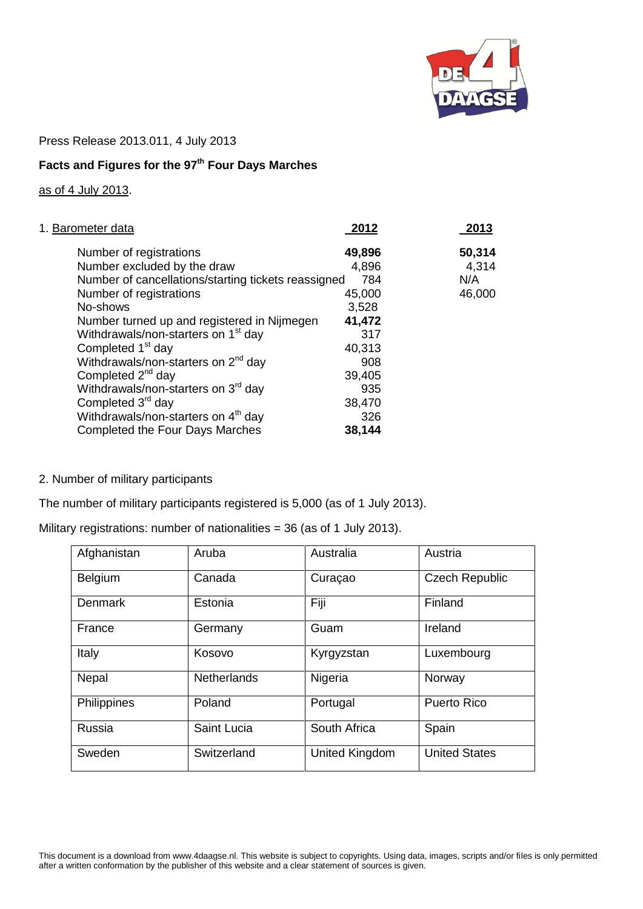Press Release 2013.011, 4 July 2013

## Facts and Figures for the 97th Four Days Marches

as of 4 July 2013.

| 1. Barometer data | 2012 | 2013 |
|---|---|---|
| Number of registrations | **49,896** | **50,314** |
| Number excluded by the draw | 4,896 | 4,314 |
| Number of cancellations/starting tickets reassigned | 784 | N/A |
| Number of registrations | 45,000 | 46,000 |
| No-shows | 3,528 | |
| Number turned up and registered in Nijmegen | **41,472** | |
| Withdrawals/non-starters on 1st day | 317 | |
| Completed 1st day | 40,313 | |
| Withdrawals/non-starters on 2nd day | 908 | |
| Completed 2nd day | 39,405 | |
| Withdrawals/non-starters on 3rd day | 935 | |
| Completed 3rd day | 38,470 | |
| Withdrawals/non-starters on 4th day | 326 | |
| Completed the Four Days Marches | **38,144** | |

2. Number of military participants

The number of military participants registered is 5,000 (as of 1 July 2013).

Military registrations: number of nationalities = 36 (as of 1 July 2013).

| | | | |
|---|---|---|---|
| Afghanistan | Aruba | Australia | Austria |
| Belgium | Canada | Curaçao | Czech Republic |
| Denmark | Estonia | Fiji | Finland |
| France | Germany | Guam | Ireland |
| Italy | Kosovo | Kyrgyzstan | Luxembourg |
| Nepal | Netherlands | Nigeria | Norway |
| Philippines | Poland | Portugal | Puerto Rico |
| Russia | Saint Lucia | South Africa | Spain |
| Sweden | Switzerland | United Kingdom | United States |

This document is a download from www.4daagse.nl. This website is subject to copyrights. Using data, images, scripts and/or files is only permitted after a written conformation by the publisher of this website and a clear statement of sources is given.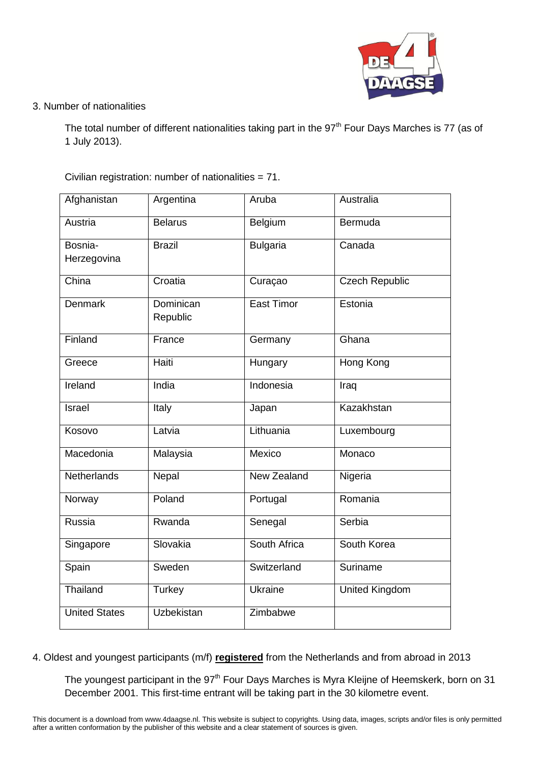3. Number of nationalities

The total number of different nationalities taking part in the 97th Four Days Marches is 77 (as of 1 July 2013).

Civilian registration: number of nationalities = 71.

| Afghanistan | Argentina | Aruba | Australia |
|---|---|---|---|
| Austria | Belarus | Belgium | Bermuda |
| Bosnia-Herzegovina | Brazil | Bulgaria | Canada |
| China | Croatia | Curaçao | Czech Republic |
| Denmark | Dominican Republic | East Timor | Estonia |
| Finland | France | Germany | Ghana |
| Greece | Haiti | Hungary | Hong Kong |
| Ireland | India | Indonesia | Iraq |
| Israel | Italy | Japan | Kazakhstan |
| Kosovo | Latvia | Lithuania | Luxembourg |
| Macedonia | Malaysia | Mexico | Monaco |
| Netherlands | Nepal | New Zealand | Nigeria |
| Norway | Poland | Portugal | Romania |
| Russia | Rwanda | Senegal | Serbia |
| Singapore | Slovakia | South Africa | South Korea |
| Spain | Sweden | Switzerland | Suriname |
| Thailand | Turkey | Ukraine | United Kingdom |
| United States | Uzbekistan | Zimbabwe | |

4. Oldest and youngest participants (m/f) **registered** from the Netherlands and from abroad in 2013

The youngest participant in the 97th Four Days Marches is Myra Kleijne of Heemskerk, born on 31 December 2001. This first-time entrant will be taking part in the 30 kilometre event.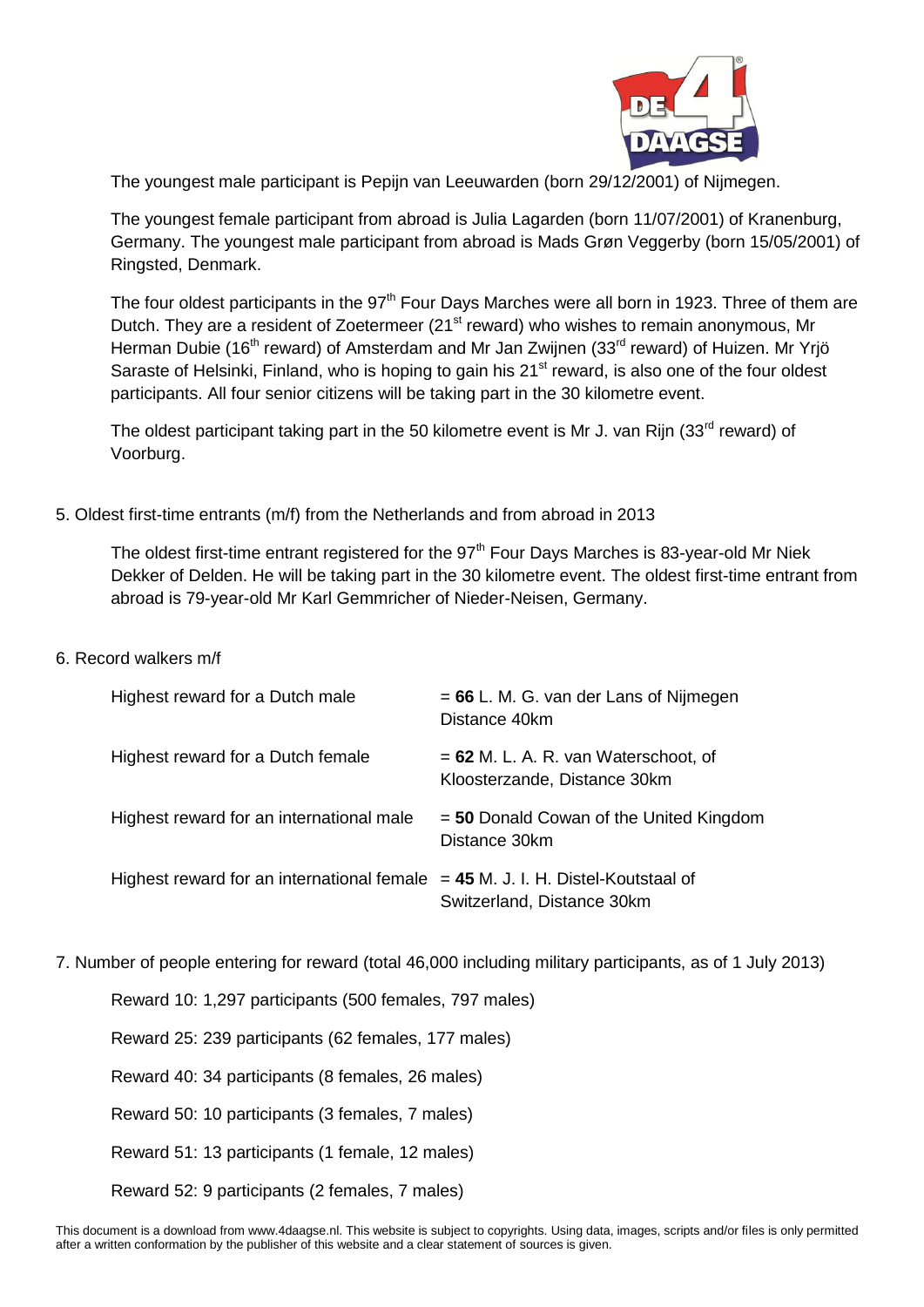The youngest male participant is Pepijn van Leeuwarden (born 29/12/2001) of Nijmegen.

The youngest female participant from abroad is Julia Lagarden (born 11/07/2001) of Kranenburg, Germany. The youngest male participant from abroad is Mads Grøn Veggerby (born 15/05/2001) of Ringsted, Denmark.

The four oldest participants in the 97th Four Days Marches were all born in 1923. Three of them are Dutch. They are a resident of Zoetermeer (21st reward) who wishes to remain anonymous, Mr Herman Dubie (16th reward) of Amsterdam and Mr Jan Zwijnen (33rd reward) of Huizen. Mr Yrjö Saraste of Helsinki, Finland, who is hoping to gain his 21st reward, is also one of the four oldest participants. All four senior citizens will be taking part in the 30 kilometre event.

The oldest participant taking part in the 50 kilometre event is Mr J. van Rijn (33rd reward) of Voorburg.

5. Oldest first-time entrants (m/f) from the Netherlands and from abroad in 2013

The oldest first-time entrant registered for the 97th Four Days Marches is 83-year-old Mr Niek Dekker of Delden. He will be taking part in the 30 kilometre event. The oldest first-time entrant from abroad is 79-year-old Mr Karl Gemmricher of Nieder-Neisen, Germany.

6. Record walkers m/f

| | |
|---|---|
| Highest reward for a Dutch male | = **66** L. M. G. van der Lans of Nijmegen Distance 40km |
| Highest reward for a Dutch female | = **62** M. L. A. R. van Waterschoot, of Kloosterzande, Distance 30km |
| Highest reward for an international male | = **50** Donald Cowan of the United Kingdom Distance 30km |
| Highest reward for an international female | = **45** M. J. I. H. Distel-Koutstaal of Switzerland, Distance 30km |

7. Number of people entering for reward (total 46,000 including military participants, as of 1 July 2013)

Reward 10: 1,297 participants (500 females, 797 males)

Reward 25: 239 participants (62 females, 177 males)

Reward 40: 34 participants (8 females, 26 males)

Reward 50: 10 participants (3 females, 7 males)

Reward 51: 13 participants (1 female, 12 males)

Reward 52: 9 participants (2 females, 7 males)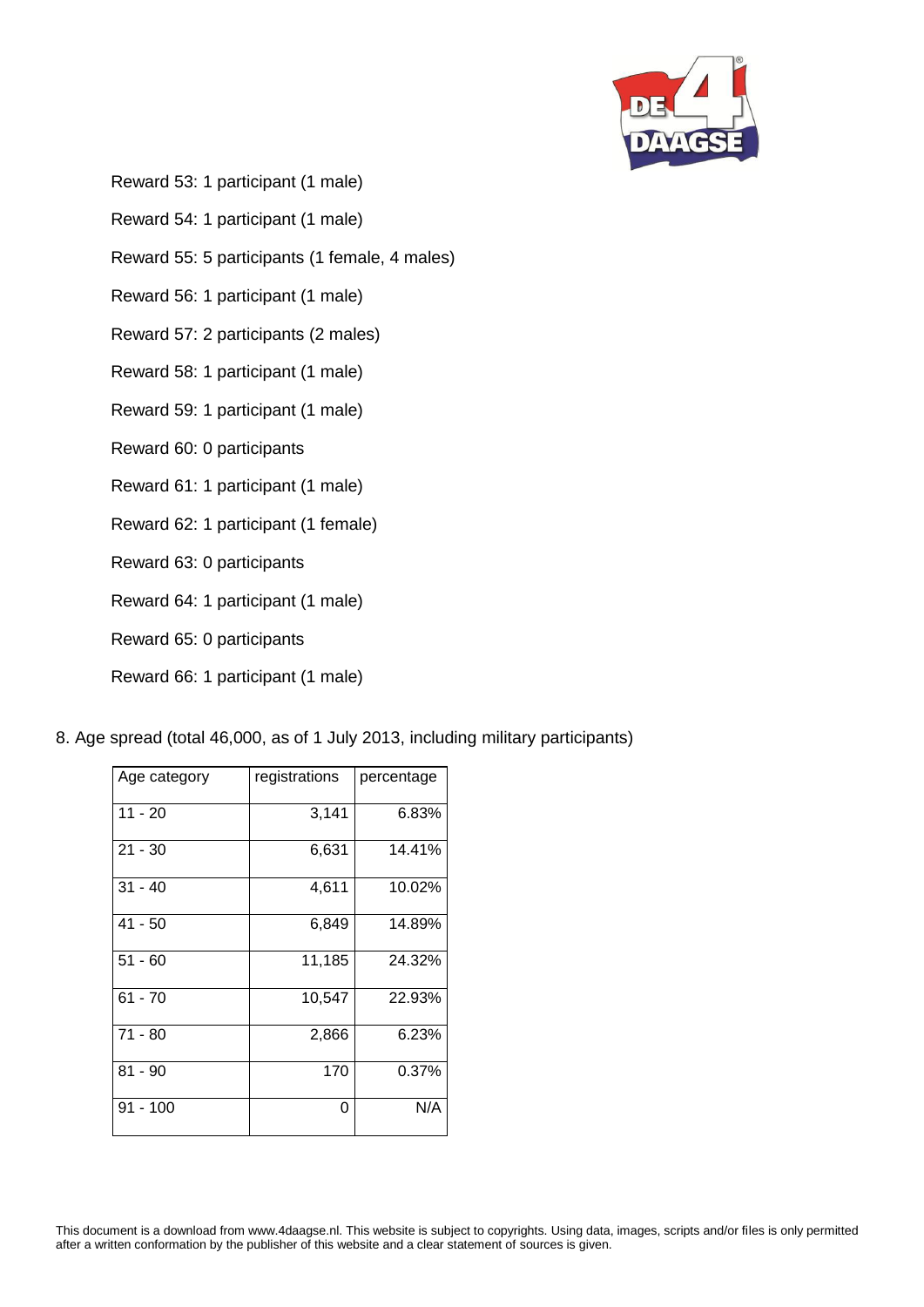Reward 53: 1 participant (1 male)

Reward 54: 1 participant (1 male)

Reward 55: 5 participants (1 female, 4 males)

Reward 56: 1 participant (1 male)

Reward 57: 2 participants (2 males)

Reward 58: 1 participant (1 male)

Reward 59: 1 participant (1 male)

Reward 60: 0 participants

Reward 61: 1 participant (1 male)

Reward 62: 1 participant (1 female)

Reward 63: 0 participants

Reward 64: 1 participant (1 male)

Reward 65: 0 participants

Reward 66: 1 participant (1 male)

8. Age spread (total 46,000, as of 1 July 2013, including military participants)

| Age category | registrations | percentage |
|---|---|---|
| 11 - 20 | 3,141 | 6.83% |
| 21 - 30 | 6,631 | 14.41% |
| 31 - 40 | 4,611 | 10.02% |
| 41 - 50 | 6,849 | 14.89% |
| 51 - 60 | 11,185 | 24.32% |
| 61 - 70 | 10,547 | 22.93% |
| 71 - 80 | 2,866 | 6.23% |
| 81 - 90 | 170 | 0.37% |
| 91 - 100 | 0 | N/A |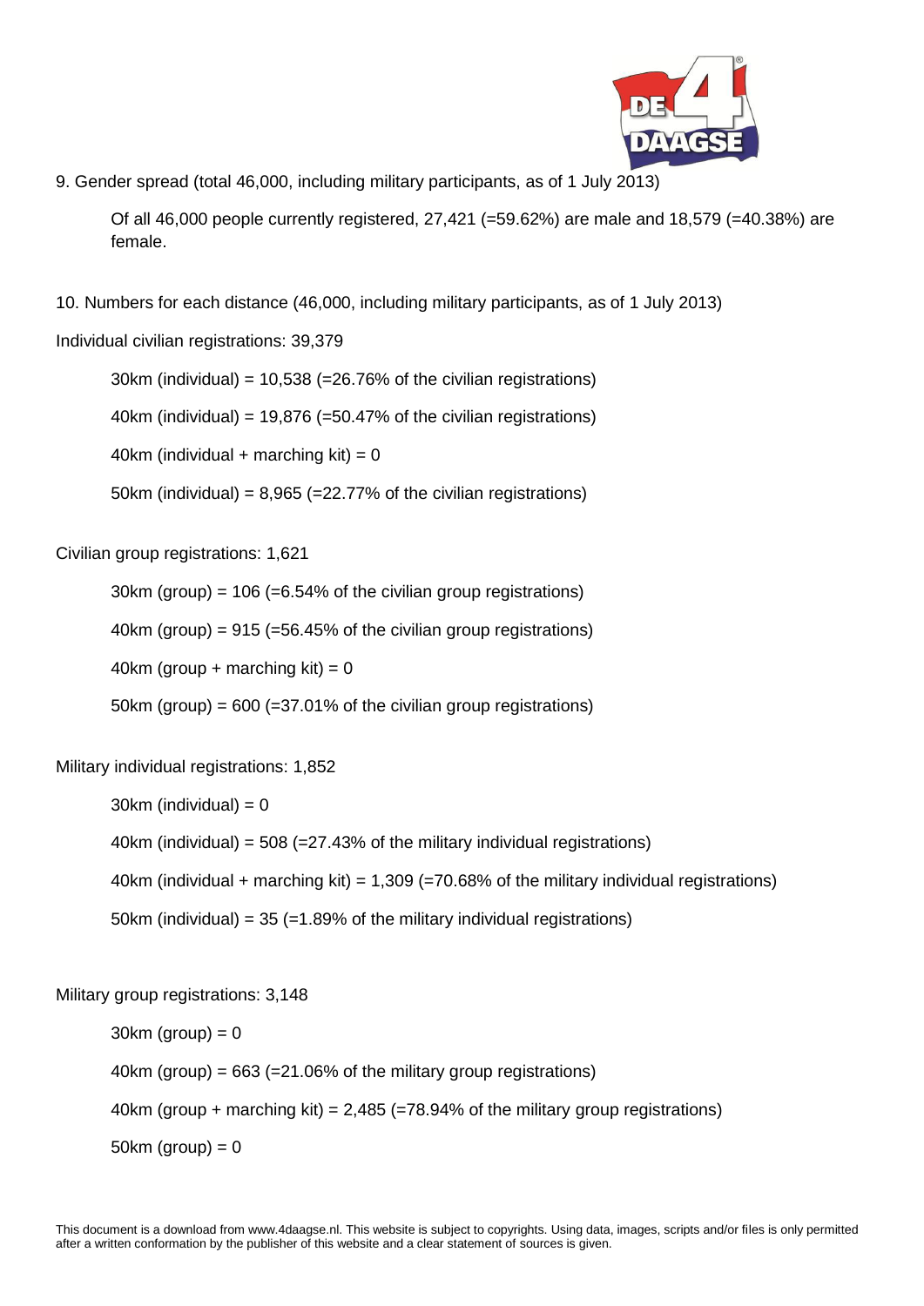9. Gender spread (total 46,000, including military participants, as of 1 July 2013)

Of all 46,000 people currently registered, 27,421 (=59.62%) are male and 18,579 (=40.38%) are female.

10. Numbers for each distance (46,000, including military participants, as of 1 July 2013)

Individual civilian registrations: 39,379

30km (individual) = 10,538 (=26.76% of the civilian registrations)

40km (individual) = 19,876 (=50.47% of the civilian registrations)

40km (individual + marching kit) = 0

50km (individual) = 8,965 (=22.77% of the civilian registrations)

Civilian group registrations: 1,621

30km (group) = 106 (=6.54% of the civilian group registrations)

40km (group) = 915 (=56.45% of the civilian group registrations)

40km (group + marching kit) = 0

50km (group) = 600 (=37.01% of the civilian group registrations)

Military individual registrations: 1,852

30km (individual) = 0

40km (individual) = 508 (=27.43% of the military individual registrations)

40km (individual + marching kit) = 1,309 (=70.68% of the military individual registrations)

50km (individual) = 35 (=1.89% of the military individual registrations)

Military group registrations: 3,148

30km (group) = 0

40km (group) = 663 (=21.06% of the military group registrations)

40km (group + marching kit) = 2,485 (=78.94% of the military group registrations)

50km (group) = 0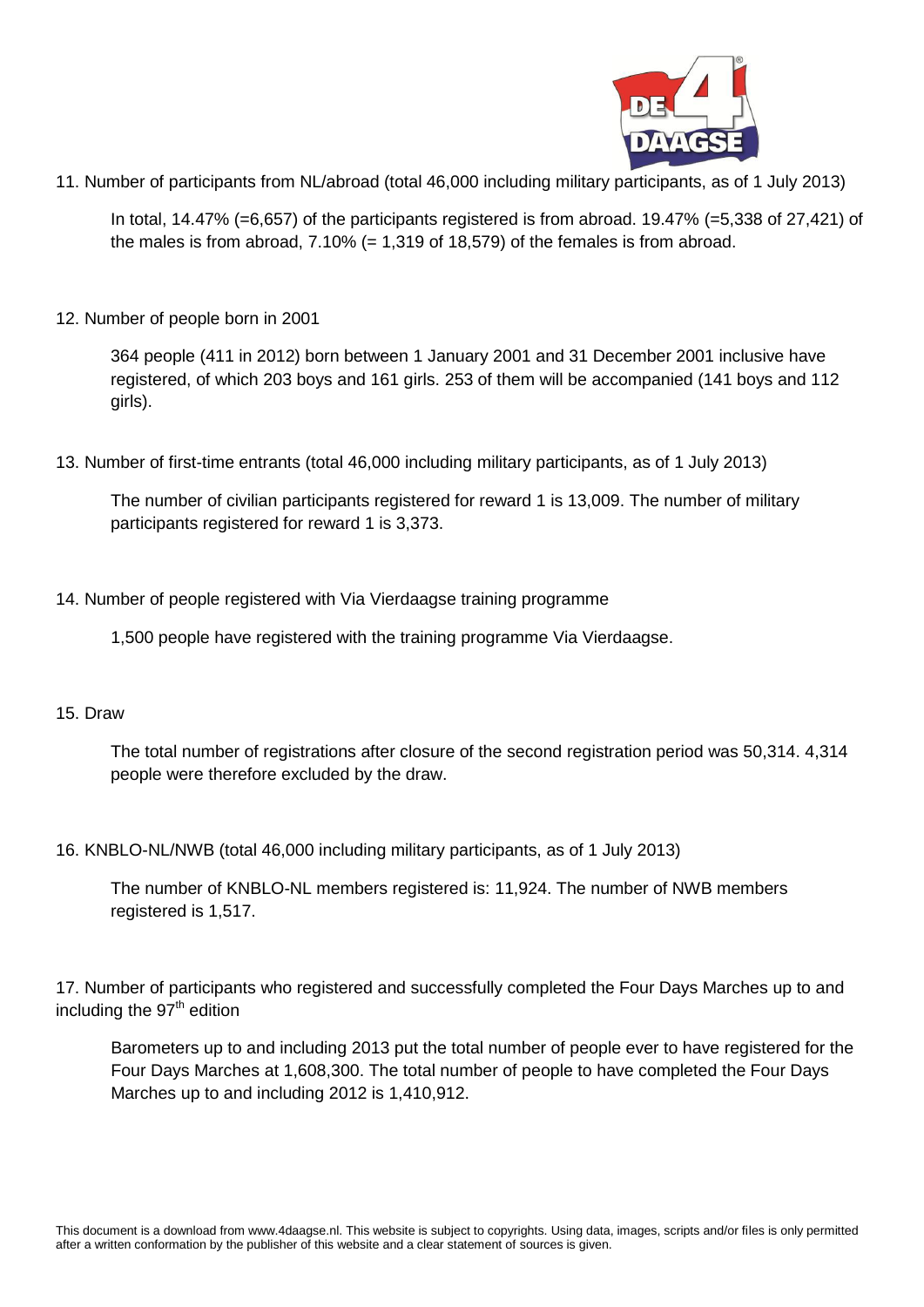11. Number of participants from NL/abroad (total 46,000 including military participants, as of 1 July 2013)

In total, 14.47% (=6,657) of the participants registered is from abroad. 19.47% (=5,338 of 27,421) of the males is from abroad, 7.10% (= 1,319 of 18,579) of the females is from abroad.

12. Number of people born in 2001

364 people (411 in 2012) born between 1 January 2001 and 31 December 2001 inclusive have registered, of which 203 boys and 161 girls. 253 of them will be accompanied (141 boys and 112 girls).

13. Number of first-time entrants (total 46,000 including military participants, as of 1 July 2013)

The number of civilian participants registered for reward 1 is 13,009. The number of military participants registered for reward 1 is 3,373.

14. Number of people registered with Via Vierdaagse training programme

1,500 people have registered with the training programme Via Vierdaagse.

15. Draw

The total number of registrations after closure of the second registration period was 50,314. 4,314 people were therefore excluded by the draw.

16. KNBLO-NL/NWB (total 46,000 including military participants, as of 1 July 2013)

The number of KNBLO-NL members registered is: 11,924. The number of NWB members registered is 1,517.

17. Number of participants who registered and successfully completed the Four Days Marches up to and including the 97th edition

Barometers up to and including 2013 put the total number of people ever to have registered for the Four Days Marches at 1,608,300. The total number of people to have completed the Four Days Marches up to and including 2012 is 1,410,912.

This document is a download from www.4daagse.nl. This website is subject to copyrights. Using data, images, scripts and/or files is only permitted after a written conformation by the publisher of this website and a clear statement of sources is given.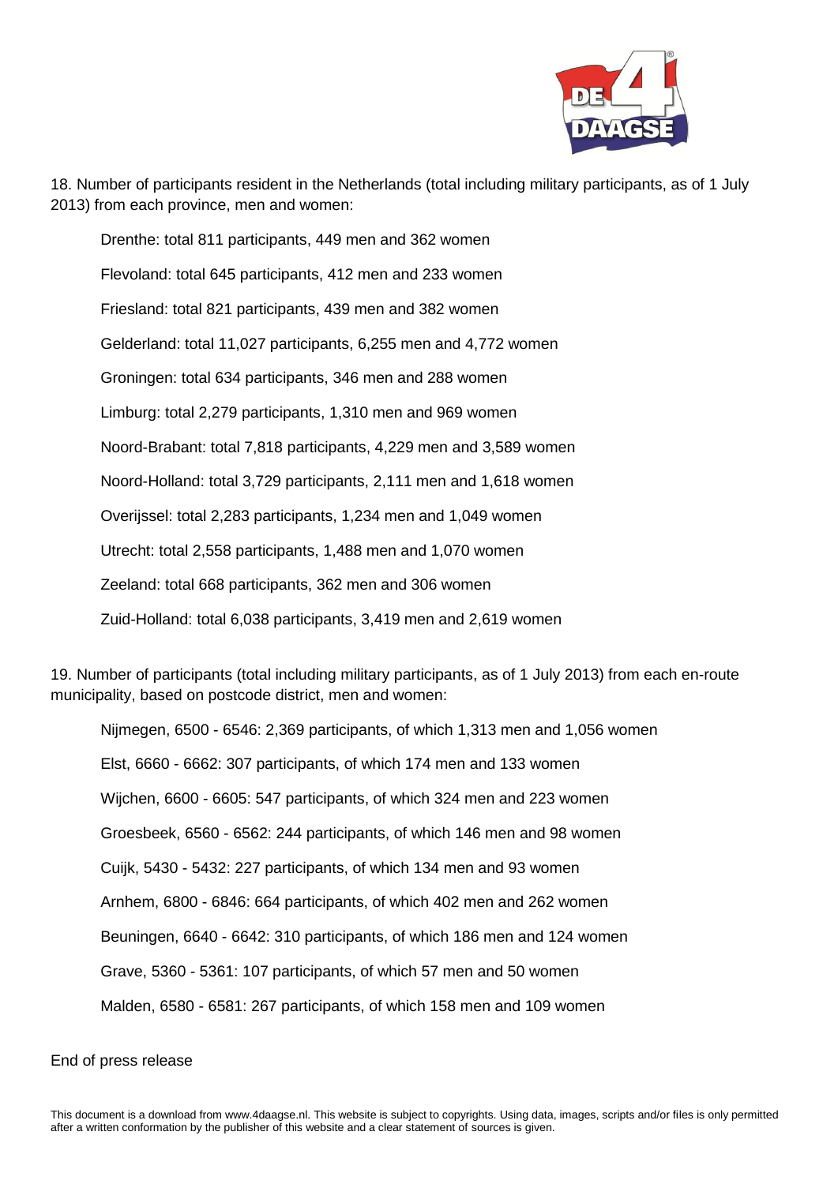18. Number of participants resident in the Netherlands (total including military participants, as of 1 July 2013) from each province, men and women:

- Drenthe: total 811 participants, 449 men and 362 women
- Flevoland: total 645 participants, 412 men and 233 women
- Friesland: total 821 participants, 439 men and 382 women
- Gelderland: total 11,027 participants, 6,255 men and 4,772 women
- Groningen: total 634 participants, 346 men and 288 women
- Limburg: total 2,279 participants, 1,310 men and 969 women
- Noord-Brabant: total 7,818 participants, 4,229 men and 3,589 women
- Noord-Holland: total 3,729 participants, 2,111 men and 1,618 women
- Overijssel: total 2,283 participants, 1,234 men and 1,049 women
- Utrecht: total 2,558 participants, 1,488 men and 1,070 women
- Zeeland: total 668 participants, 362 men and 306 women
- Zuid-Holland: total 6,038 participants, 3,419 men and 2,619 women

19. Number of participants (total including military participants, as of 1 July 2013) from each en-route municipality, based on postcode district, men and women:

- Nijmegen, 6500 - 6546: 2,369 participants, of which 1,313 men and 1,056 women
- Elst, 6660 - 6662: 307 participants, of which 174 men and 133 women
- Wijchen, 6600 - 6605: 547 participants, of which 324 men and 223 women
- Groesbeek, 6560 - 6562: 244 participants, of which 146 men and 98 women
- Cuijk, 5430 - 5432: 227 participants, of which 134 men and 93 women
- Arnhem, 6800 - 6846: 664 participants, of which 402 men and 262 women
- Beuningen, 6640 - 6642: 310 participants, of which 186 men and 124 women
- Grave, 5360 - 5361: 107 participants, of which 57 men and 50 women
- Malden, 6580 - 6581: 267 participants, of which 158 men and 109 women

End of press release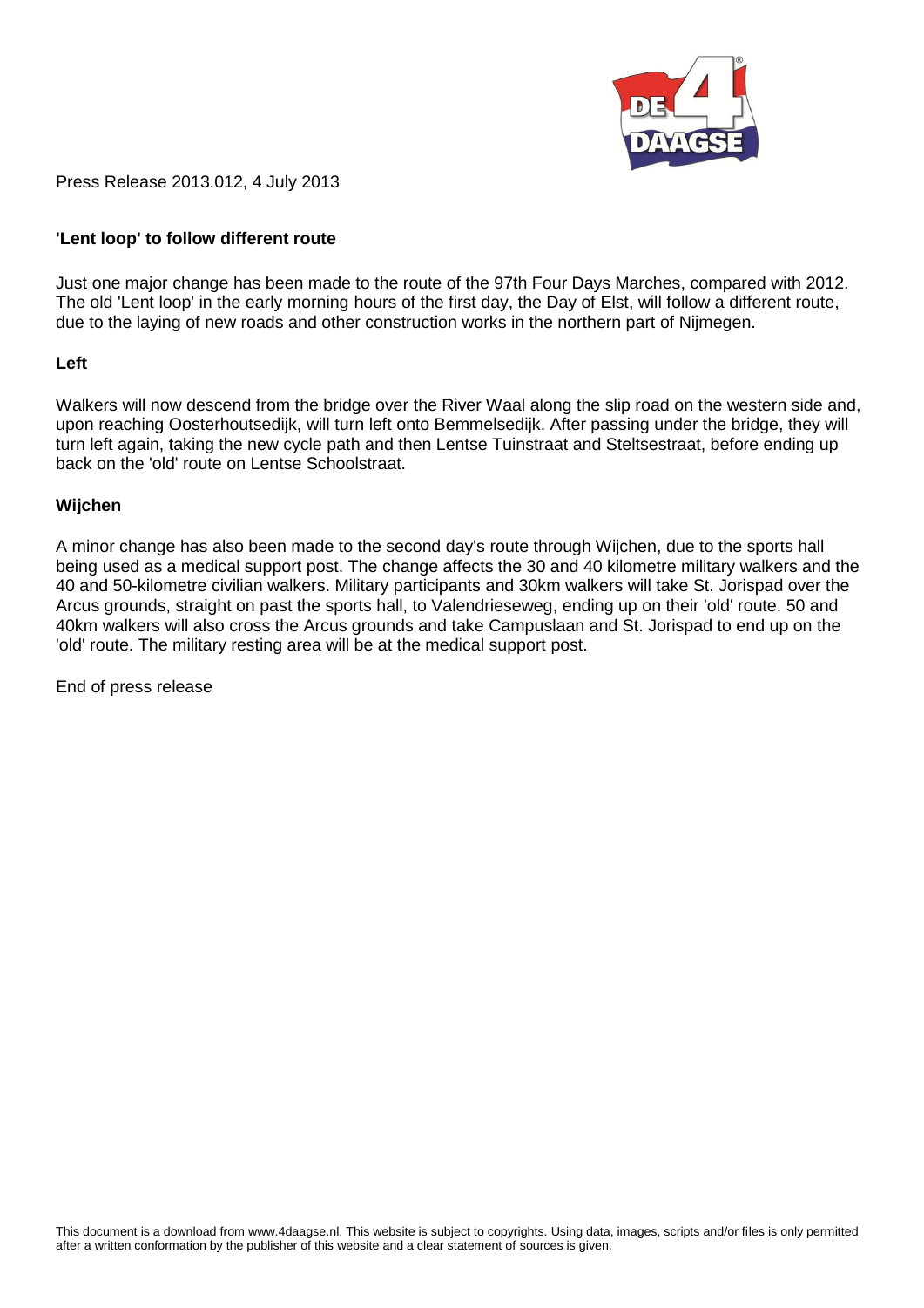Press Release 2013.012, 4 July 2013

## 'Lent loop' to follow different route

Just one major change has been made to the route of the 97th Four Days Marches, compared with 2012. The old 'Lent loop' in the early morning hours of the first day, the Day of Elst, will follow a different route, due to the laying of new roads and other construction works in the northern part of Nijmegen.

### Left

Walkers will now descend from the bridge over the River Waal along the slip road on the western side and, upon reaching Oosterhoutsedijk, will turn left onto Bemmelsedijk. After passing under the bridge, they will turn left again, taking the new cycle path and then Lentse Tuinstraat and Steltsestraat, before ending up back on the 'old' route on Lentse Schoolstraat.

### Wijchen

A minor change has also been made to the second day's route through Wijchen, due to the sports hall being used as a medical support post. The change affects the 30 and 40 kilometre military walkers and the 40 and 50-kilometre civilian walkers. Military participants and 30km walkers will take St. Jorispad over the Arcus grounds, straight on past the sports hall, to Valendrieseweg, ending up on their 'old' route. 50 and 40km walkers will also cross the Arcus grounds and take Campuslaan and St. Jorispad to end up on the 'old' route. The military resting area will be at the medical support post.

End of press release

This document is a download from www.4daagse.nl. This website is subject to copyrights. Using data, images, scripts and/or files is only permitted after a written conformation by the publisher of this website and a clear statement of sources is given.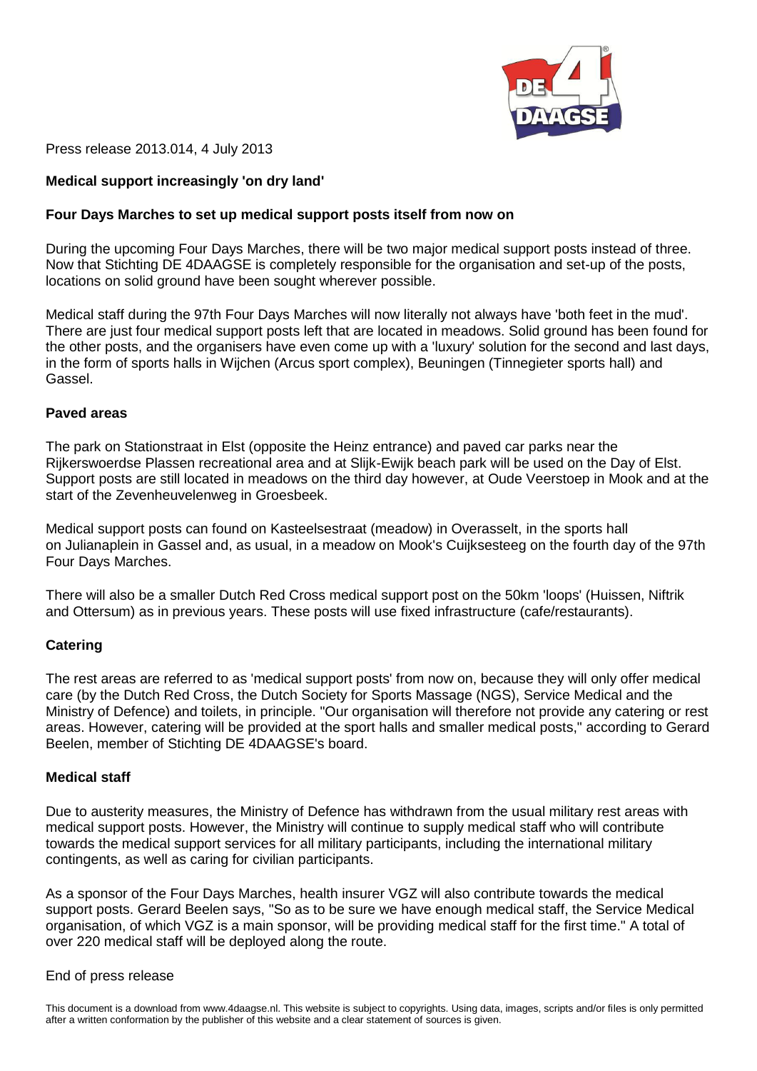Press release 2013.014, 4 July 2013

**Medical support increasingly 'on dry land'**

**Four Days Marches to set up medical support posts itself from now on**

During the upcoming Four Days Marches, there will be two major medical support posts instead of three. Now that Stichting DE 4DAAGSE is completely responsible for the organisation and set-up of the posts, locations on solid ground have been sought wherever possible.

Medical staff during the 97th Four Days Marches will now literally not always have 'both feet in the mud'. There are just four medical support posts left that are located in meadows. Solid ground has been found for the other posts, and the organisers have even come up with a 'luxury' solution for the second and last days, in the form of sports halls in Wijchen (Arcus sport complex), Beuningen (Tinnegieter sports hall) and Gassel.

**Paved areas**

The park on Stationstraat in Elst (opposite the Heinz entrance) and paved car parks near the Rijkerswoerdse Plassen recreational area and at Slijk-Ewijk beach park will be used on the Day of Elst. Support posts are still located in meadows on the third day however, at Oude Veerstoep in Mook and at the start of the Zevenheuvelenweg in Groesbeek.

Medical support posts can found on Kasteelsestraat (meadow) in Overasselt, in the sports hall on Julianaplein in Gassel and, as usual, in a meadow on Mook's Cuijksesteeg on the fourth day of the 97th Four Days Marches.

There will also be a smaller Dutch Red Cross medical support post on the 50km 'loops' (Huissen, Niftrik and Ottersum) as in previous years. These posts will use fixed infrastructure (cafe/restaurants).

**Catering**

The rest areas are referred to as 'medical support posts' from now on, because they will only offer medical care (by the Dutch Red Cross, the Dutch Society for Sports Massage (NGS), Service Medical and the Ministry of Defence) and toilets, in principle. "Our organisation will therefore not provide any catering or rest areas. However, catering will be provided at the sport halls and smaller medical posts," according to Gerard Beelen, member of Stichting DE 4DAAGSE's board.

**Medical staff**

Due to austerity measures, the Ministry of Defence has withdrawn from the usual military rest areas with medical support posts. However, the Ministry will continue to supply medical staff who will contribute towards the medical support services for all military participants, including the international military contingents, as well as caring for civilian participants.

As a sponsor of the Four Days Marches, health insurer VGZ will also contribute towards the medical support posts. Gerard Beelen says, "So as to be sure we have enough medical staff, the Service Medical organisation, of which VGZ is a main sponsor, will be providing medical staff for the first time." A total of over 220 medical staff will be deployed along the route.

End of press release

This document is a download from www.4daagse.nl. This website is subject to copyrights. Using data, images, scripts and/or files is only permitted after a written conformation by the publisher of this website and a clear statement of sources is given.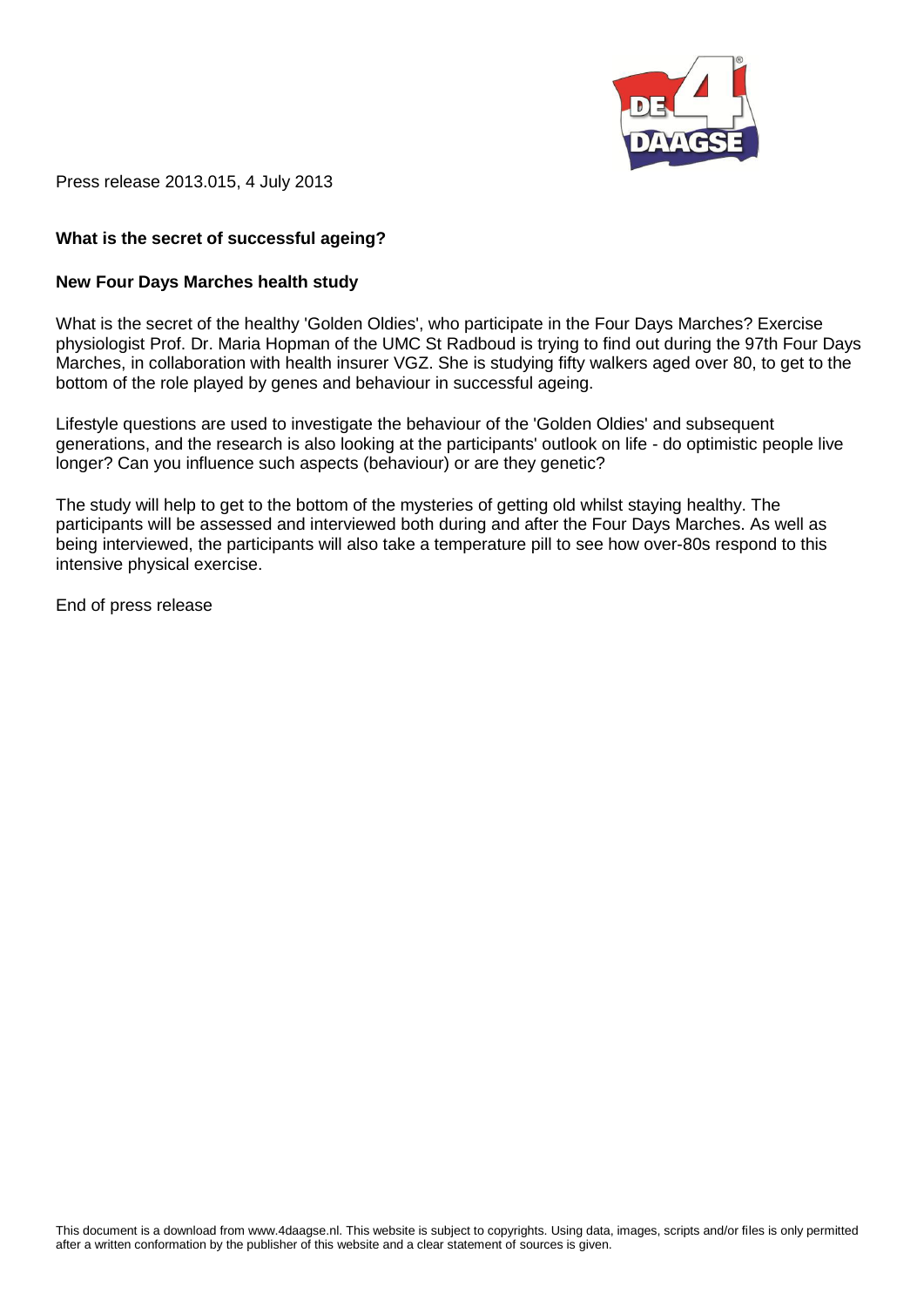Press release 2013.015, 4 July 2013

**What is the secret of successful ageing?**

**New Four Days Marches health study**

What is the secret of the healthy 'Golden Oldies', who participate in the Four Days Marches? Exercise physiologist Prof. Dr. Maria Hopman of the UMC St Radboud is trying to find out during the 97th Four Days Marches, in collaboration with health insurer VGZ. She is studying fifty walkers aged over 80, to get to the bottom of the role played by genes and behaviour in successful ageing.

Lifestyle questions are used to investigate the behaviour of the 'Golden Oldies' and subsequent generations, and the research is also looking at the participants' outlook on life - do optimistic people live longer? Can you influence such aspects (behaviour) or are they genetic?

The study will help to get to the bottom of the mysteries of getting old whilst staying healthy. The participants will be assessed and interviewed both during and after the Four Days Marches. As well as being interviewed, the participants will also take a temperature pill to see how over-80s respond to this intensive physical exercise.

End of press release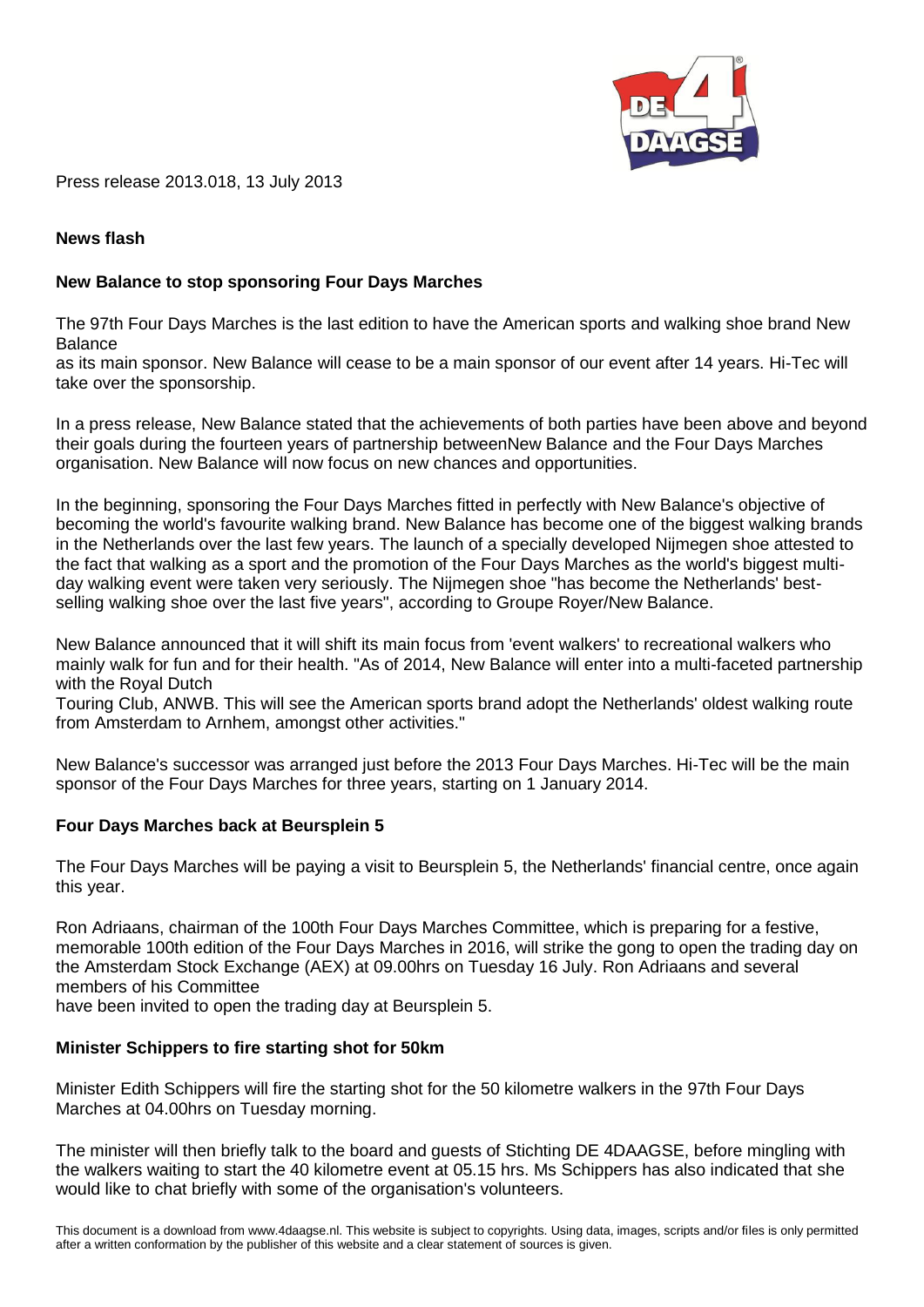Press release 2013.018, 13 July 2013

**News flash**

**New Balance to stop sponsoring Four Days Marches**

The 97th Four Days Marches is the last edition to have the American sports and walking shoe brand New Balance as its main sponsor. New Balance will cease to be a main sponsor of our event after 14 years. Hi-Tec will take over the sponsorship.

In a press release, New Balance stated that the achievements of both parties have been above and beyond their goals during the fourteen years of partnership betweenNew Balance and the Four Days Marches organisation. New Balance will now focus on new chances and opportunities.

In the beginning, sponsoring the Four Days Marches fitted in perfectly with New Balance's objective of becoming the world's favourite walking brand. New Balance has become one of the biggest walking brands in the Netherlands over the last few years. The launch of a specially developed Nijmegen shoe attested to the fact that walking as a sport and the promotion of the Four Days Marches as the world's biggest multi-day walking event were taken very seriously. The Nijmegen shoe "has become the Netherlands' best-selling walking shoe over the last five years", according to Groupe Royer/New Balance.

New Balance announced that it will shift its main focus from 'event walkers' to recreational walkers who mainly walk for fun and for their health. "As of 2014, New Balance will enter into a multi-faceted partnership with the Royal Dutch Touring Club, ANWB. This will see the American sports brand adopt the Netherlands' oldest walking route from Amsterdam to Arnhem, amongst other activities."

New Balance's successor was arranged just before the 2013 Four Days Marches. Hi-Tec will be the main sponsor of the Four Days Marches for three years, starting on 1 January 2014.

**Four Days Marches back at Beursplein 5**

The Four Days Marches will be paying a visit to Beursplein 5, the Netherlands' financial centre, once again this year.

Ron Adriaans, chairman of the 100th Four Days Marches Committee, which is preparing for a festive, memorable 100th edition of the Four Days Marches in 2016, will strike the gong to open the trading day on the Amsterdam Stock Exchange (AEX) at 09.00hrs on Tuesday 16 July. Ron Adriaans and several members of his Committee have been invited to open the trading day at Beursplein 5.

**Minister Schippers to fire starting shot for 50km**

Minister Edith Schippers will fire the starting shot for the 50 kilometre walkers in the 97th Four Days Marches at 04.00hrs on Tuesday morning.

The minister will then briefly talk to the board and guests of Stichting DE 4DAAGSE, before mingling with the walkers waiting to start the 40 kilometre event at 05.15 hrs. Ms Schippers has also indicated that she would like to chat briefly with some of the organisation's volunteers.

This document is a download from www.4daagse.nl. This website is subject to copyrights. Using data, images, scripts and/or files is only permitted after a written conformation by the publisher of this website and a clear statement of sources is given.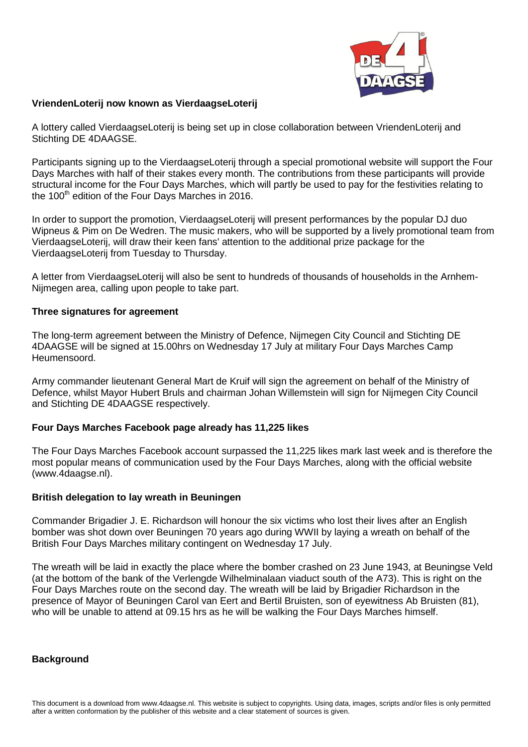## VriendenLoterij now known as VierdaagseLoterij

A lottery called VierdaagseLoterij is being set up in close collaboration between VriendenLoterij and Stichting DE 4DAAGSE.

Participants signing up to the VierdaagseLoterij through a special promotional website will support the Four Days Marches with half of their stakes every month. The contributions from these participants will provide structural income for the Four Days Marches, which will partly be used to pay for the festivities relating to the 100th edition of the Four Days Marches in 2016.

In order to support the promotion, VierdaagseLoterij will present performances by the popular DJ duo Wipneus & Pim on De Wedren. The music makers, who will be supported by a lively promotional team from VierdaagseLoterij, will draw their keen fans' attention to the additional prize package for the VierdaagseLoterij from Tuesday to Thursday.

A letter from VierdaagseLoterij will also be sent to hundreds of thousands of households in the Arnhem-Nijmegen area, calling upon people to take part.

## Three signatures for agreement

The long-term agreement between the Ministry of Defence, Nijmegen City Council and Stichting DE 4DAAGSE will be signed at 15.00hrs on Wednesday 17 July at military Four Days Marches Camp Heumensoord.

Army commander lieutenant General Mart de Kruif will sign the agreement on behalf of the Ministry of Defence, whilst Mayor Hubert Bruls and chairman Johan Willemstein will sign for Nijmegen City Council and Stichting DE 4DAAGSE respectively.

## Four Days Marches Facebook page already has 11,225 likes

The Four Days Marches Facebook account surpassed the 11,225 likes mark last week and is therefore the most popular means of communication used by the Four Days Marches, along with the official website (www.4daagse.nl).

## British delegation to lay wreath in Beuningen

Commander Brigadier J. E. Richardson will honour the six victims who lost their lives after an English bomber was shot down over Beuningen 70 years ago during WWII by laying a wreath on behalf of the British Four Days Marches military contingent on Wednesday 17 July.

The wreath will be laid in exactly the place where the bomber crashed on 23 June 1943, at Beuningse Veld (at the bottom of the bank of the Verlengde Wilhelminalaan viaduct south of the A73). This is right on the Four Days Marches route on the second day. The wreath will be laid by Brigadier Richardson in the presence of Mayor of Beuningen Carol van Eert and Bertil Bruisten, son of eyewitness Ab Bruisten (81), who will be unable to attend at 09.15 hrs as he will be walking the Four Days Marches himself.

## Background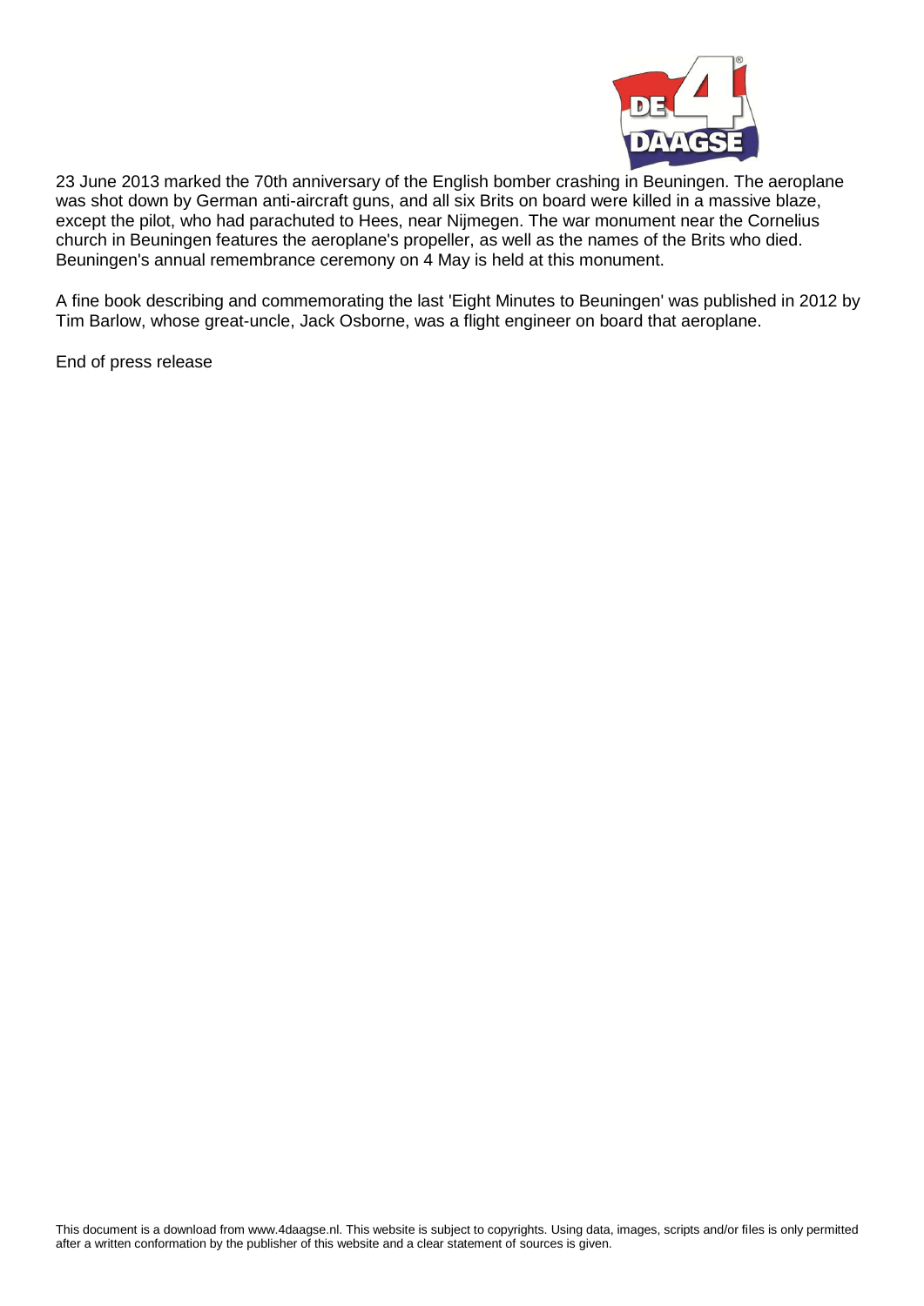23 June 2013 marked the 70th anniversary of the English bomber crashing in Beuningen. The aeroplane was shot down by German anti-aircraft guns, and all six Brits on board were killed in a massive blaze, except the pilot, who had parachuted to Hees, near Nijmegen. The war monument near the Cornelius church in Beuningen features the aeroplane's propeller, as well as the names of the Brits who died. Beuningen's annual remembrance ceremony on 4 May is held at this monument.

A fine book describing and commemorating the last 'Eight Minutes to Beuningen' was published in 2012 by Tim Barlow, whose great-uncle, Jack Osborne, was a flight engineer on board that aeroplane.

End of press release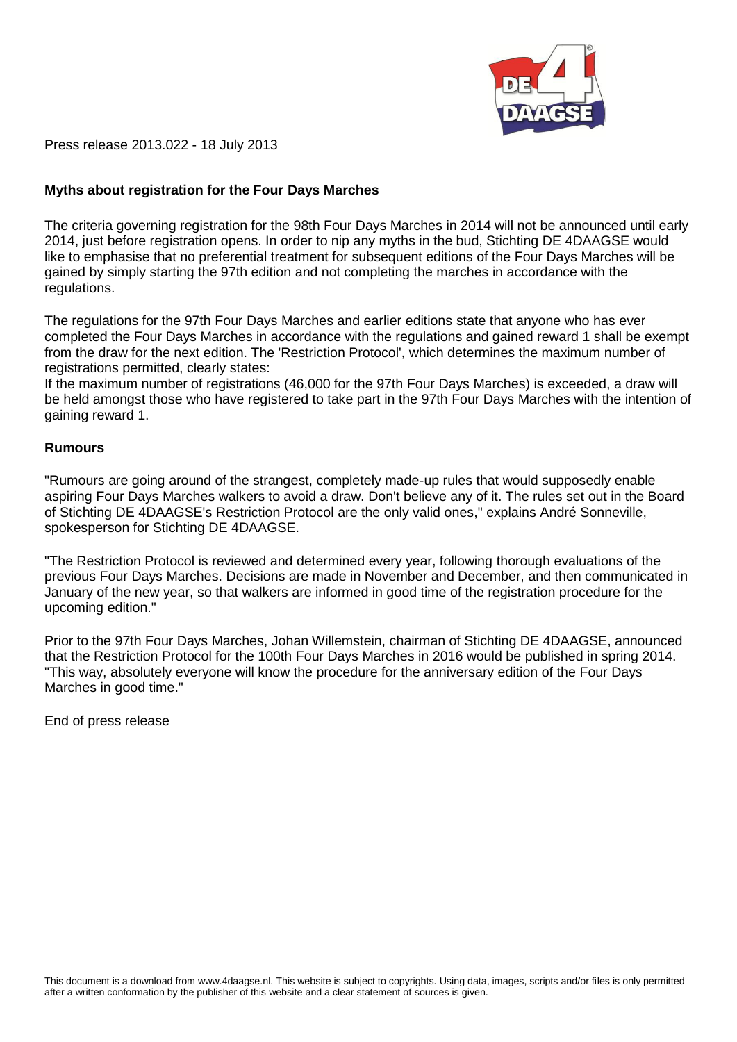Press release 2013.022 - 18 July 2013

## Myths about registration for the Four Days Marches

The criteria governing registration for the 98th Four Days Marches in 2014 will not be announced until early 2014, just before registration opens. In order to nip any myths in the bud, Stichting DE 4DAAGSE would like to emphasise that no preferential treatment for subsequent editions of the Four Days Marches will be gained by simply starting the 97th edition and not completing the marches in accordance with the regulations.

The regulations for the 97th Four Days Marches and earlier editions state that anyone who has ever completed the Four Days Marches in accordance with the regulations and gained reward 1 shall be exempt from the draw for the next edition. The 'Restriction Protocol', which determines the maximum number of registrations permitted, clearly states:
If the maximum number of registrations (46,000 for the 97th Four Days Marches) is exceeded, a draw will be held amongst those who have registered to take part in the 97th Four Days Marches with the intention of gaining reward 1.

### Rumours

"Rumours are going around of the strangest, completely made-up rules that would supposedly enable aspiring Four Days Marches walkers to avoid a draw. Don't believe any of it. The rules set out in the Board of Stichting DE 4DAAGSE's Restriction Protocol are the only valid ones," explains André Sonneville, spokesperson for Stichting DE 4DAAGSE.

"The Restriction Protocol is reviewed and determined every year, following thorough evaluations of the previous Four Days Marches. Decisions are made in November and December, and then communicated in January of the new year, so that walkers are informed in good time of the registration procedure for the upcoming edition."

Prior to the 97th Four Days Marches, Johan Willemstein, chairman of Stichting DE 4DAAGSE, announced that the Restriction Protocol for the 100th Four Days Marches in 2016 would be published in spring 2014. "This way, absolutely everyone will know the procedure for the anniversary edition of the Four Days Marches in good time."

End of press release

This document is a download from www.4daagse.nl. This website is subject to copyrights. Using data, images, scripts and/or files is only permitted after a written conformation by the publisher of this website and a clear statement of sources is given.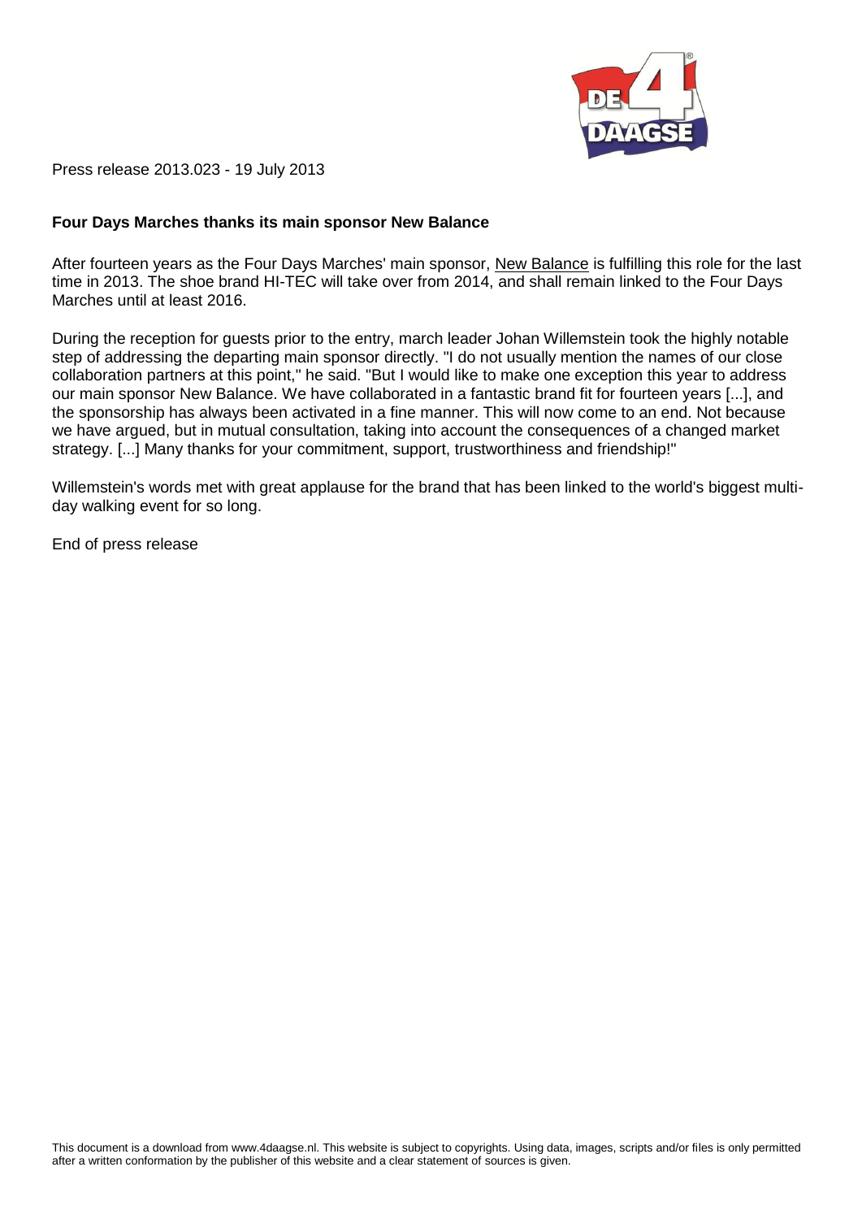Press release 2013.023 - 19 July 2013

**Four Days Marches thanks its main sponsor New Balance**

After fourteen years as the Four Days Marches' main sponsor, New Balance is fulfilling this role for the last time in 2013. The shoe brand HI-TEC will take over from 2014, and shall remain linked to the Four Days Marches until at least 2016.

During the reception for guests prior to the entry, march leader Johan Willemstein took the highly notable step of addressing the departing main sponsor directly. "I do not usually mention the names of our close collaboration partners at this point," he said. "But I would like to make one exception this year to address our main sponsor New Balance. We have collaborated in a fantastic brand fit for fourteen years [...], and the sponsorship has always been activated in a fine manner. This will now come to an end. Not because we have argued, but in mutual consultation, taking into account the consequences of a changed market strategy. [...] Many thanks for your commitment, support, trustworthiness and friendship!"

Willemstein's words met with great applause for the brand that has been linked to the world's biggest multi-day walking event for so long.

End of press release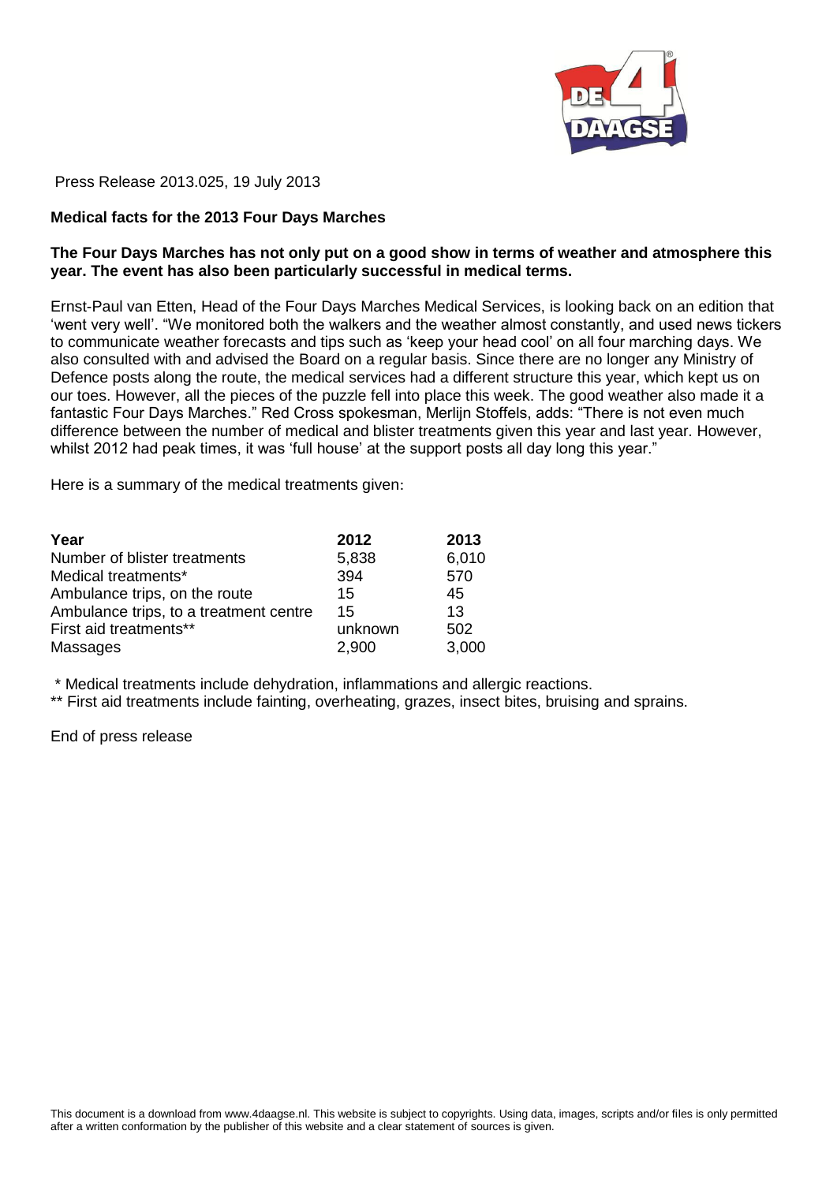Press Release 2013.025, 19 July 2013

**Medical facts for the 2013 Four Days Marches**

**The Four Days Marches has not only put on a good show in terms of weather and atmosphere this year. The event has also been particularly successful in medical terms.**

Ernst-Paul van Etten, Head of the Four Days Marches Medical Services, is looking back on an edition that 'went very well'. "We monitored both the walkers and the weather almost constantly, and used news tickers to communicate weather forecasts and tips such as 'keep your head cool' on all four marching days. We also consulted with and advised the Board on a regular basis. Since there are no longer any Ministry of Defence posts along the route, the medical services had a different structure this year, which kept us on our toes. However, all the pieces of the puzzle fell into place this week. The good weather also made it a fantastic Four Days Marches." Red Cross spokesman, Merlijn Stoffels, adds: "There is not even much difference between the number of medical and blister treatments given this year and last year. However, whilst 2012 had peak times, it was 'full house' at the support posts all day long this year."

Here is a summary of the medical treatments given:

| **Year** | **2012** | **2013** |
|---|---|---|
| Number of blister treatments | 5,838 | 6,010 |
| Medical treatments* | 394 | 570 |
| Ambulance trips, on the route | 15 | 45 |
| Ambulance trips, to a treatment centre | 15 | 13 |
| First aid treatments** | unknown | 502 |
| Massages | 2,900 | 3,000 |

\* Medical treatments include dehydration, inflammations and allergic reactions.

\*\* First aid treatments include fainting, overheating, grazes, insect bites, bruising and sprains.

End of press release

This document is a download from www.4daagse.nl. This website is subject to copyrights. Using data, images, scripts and/or files is only permitted after a written conformation by the publisher of this website and a clear statement of sources is given.